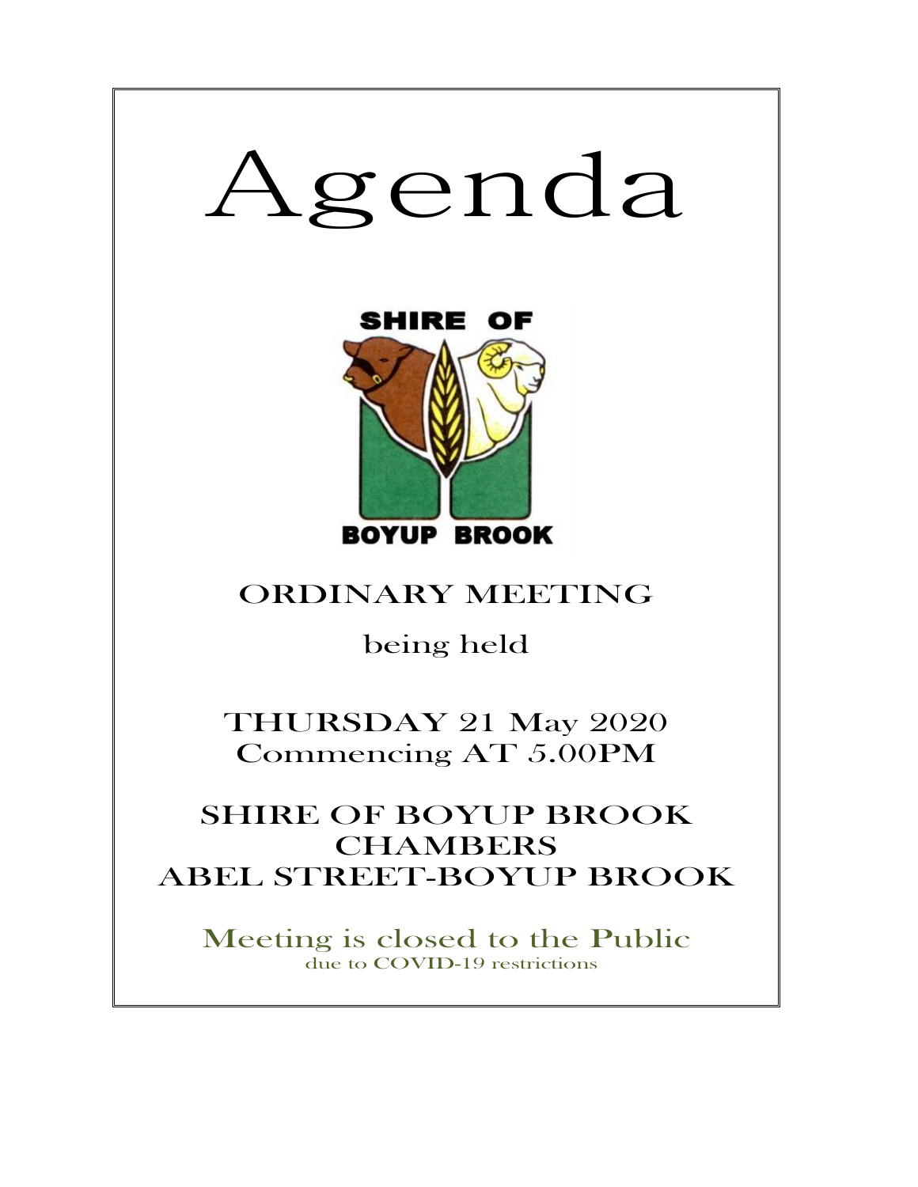# Agenda

SHIRE OF

BOYUP BROOK

## ORDINARY MEETING

being held

THURSDAY 21 May 2020
Commencing AT 5.00PM

SHIRE OF BOYUP BROOK
CHAMBERS
ABEL STREET-BOYUP BROOK

Meeting is closed to the Public
due to COVID-19 restrictions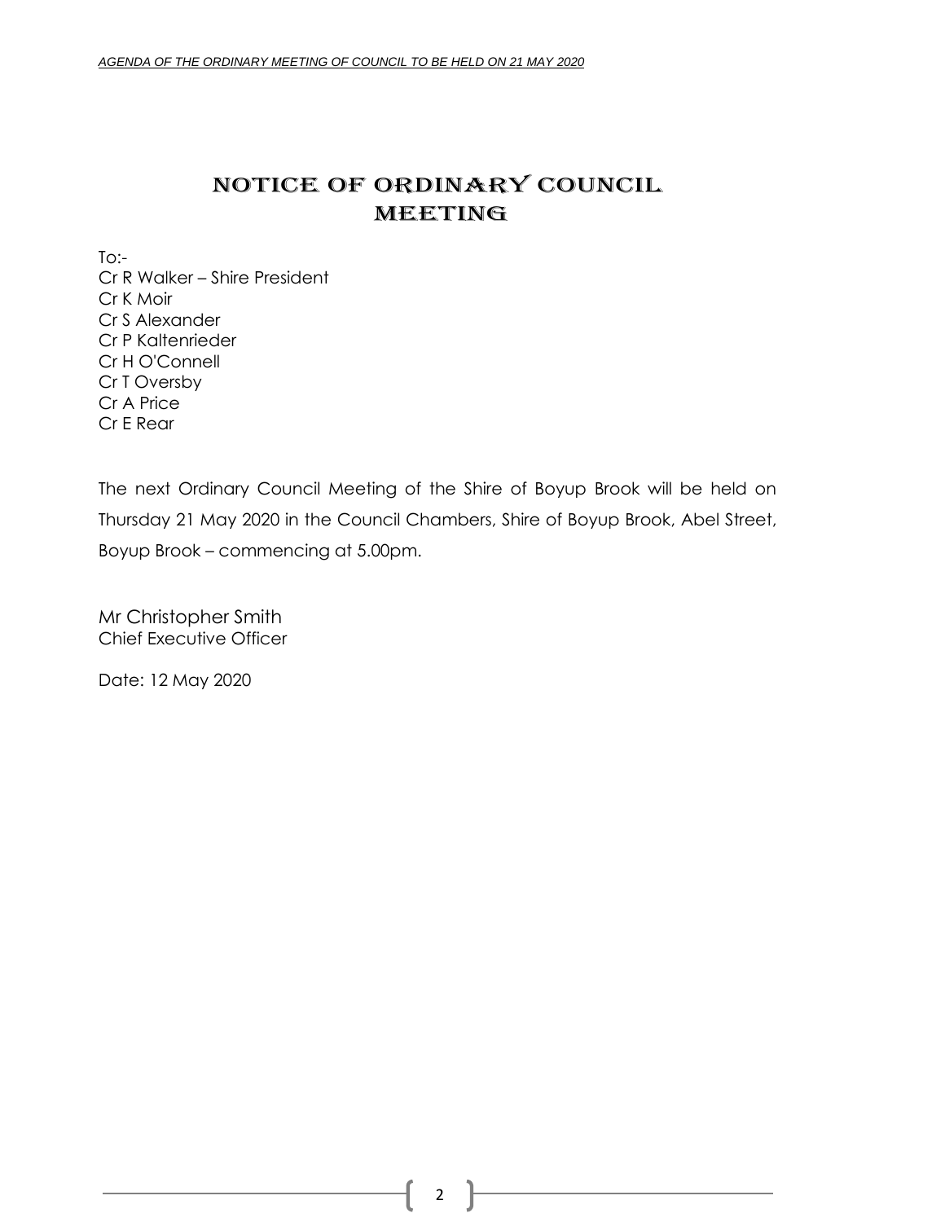# NOTICE OF ORDINARY COUNCIL MEETING

To:-
Cr R Walker – Shire President
Cr K Moir
Cr S Alexander
Cr P Kaltenrieder
Cr H O'Connell
Cr T Oversby
Cr A Price
Cr E Rear

The next Ordinary Council Meeting of the Shire of Boyup Brook will be held on Thursday 21 May 2020 in the Council Chambers, Shire of Boyup Brook, Abel Street, Boyup Brook – commencing at 5.00pm.

Mr Christopher Smith
Chief Executive Officer

Date: 12 May 2020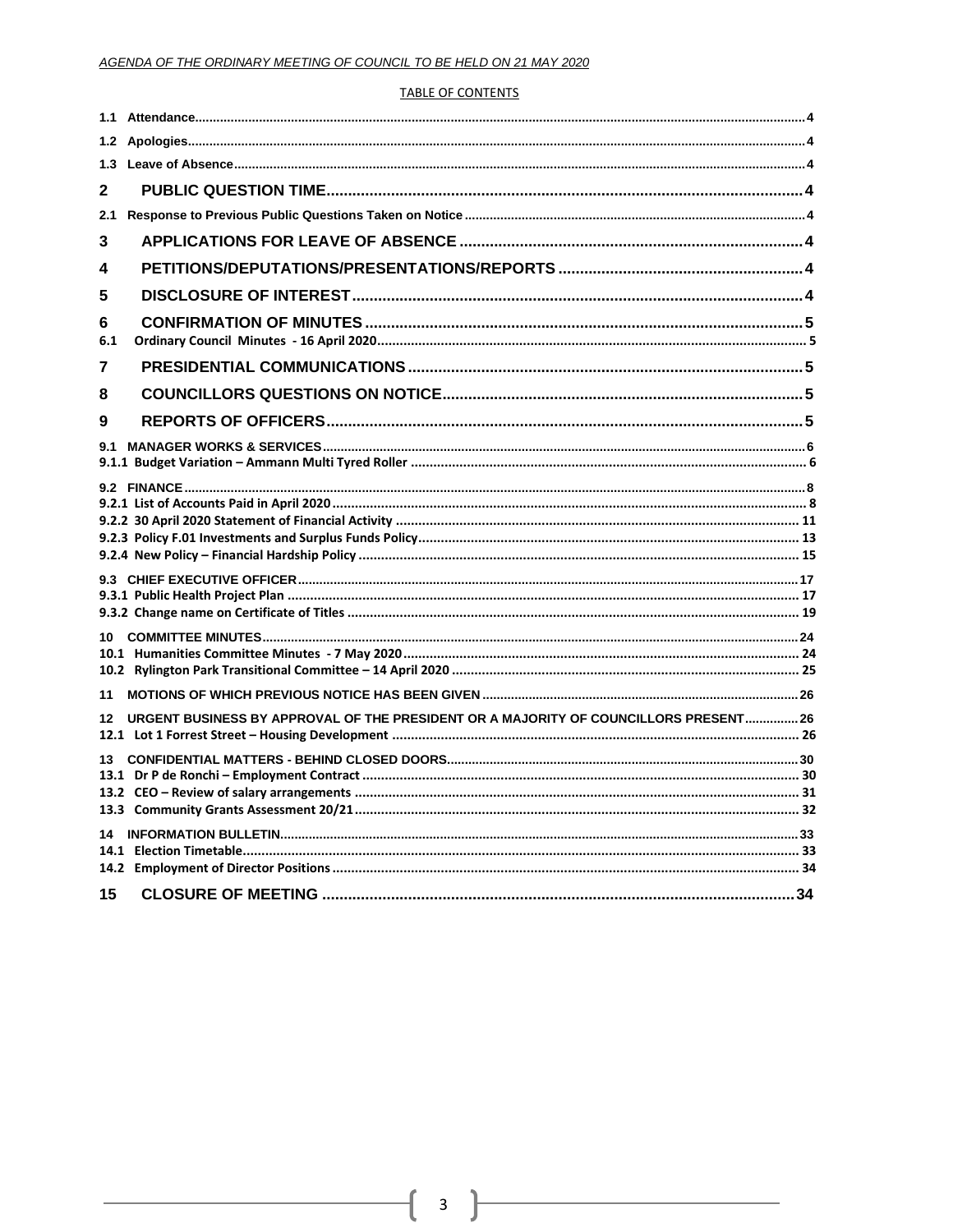*AGENDA OF THE ORDINARY MEETING OF COUNCIL TO BE HELD ON 21 MAY 2020*

TABLE OF CONTENTS

1.1 Attendance....................4
1.2 Apologies....................4
1.3 Leave of Absence....................4

**2 PUBLIC QUESTION TIME....................4**

2.1 Response to Previous Public Questions Taken on Notice....................4

**3 APPLICATIONS FOR LEAVE OF ABSENCE....................4**

**4 PETITIONS/DEPUTATIONS/PRESENTATIONS/REPORTS....................4**

**5 DISCLOSURE OF INTEREST....................4**

**6 CONFIRMATION OF MINUTES....................5**

6.1 Ordinary Council Minutes - 16 April 2020....................5

**7 PRESIDENTIAL COMMUNICATIONS....................5**

**8 COUNCILLORS QUESTIONS ON NOTICE....................5**

**9 REPORTS OF OFFICERS....................5**

9.1 MANAGER WORKS & SERVICES....................6
9.1.1 Budget Variation – Ammann Multi Tyred Roller....................6

9.2 FINANCE....................8
9.2.1 List of Accounts Paid in April 2020....................8
9.2.2 30 April 2020 Statement of Financial Activity....................11
9.2.3 Policy F.01 Investments and Surplus Funds Policy....................13
9.2.4 New Policy – Financial Hardship Policy....................15

9.3 CHIEF EXECUTIVE OFFICER....................17
9.3.1 Public Health Project Plan....................17
9.3.2 Change name on Certificate of Titles....................19

10 COMMITTEE MINUTES....................24
10.1 Humanities Committee Minutes - 7 May 2020....................24
10.2 Rylington Park Transitional Committee – 14 April 2020....................25

11 MOTIONS OF WHICH PREVIOUS NOTICE HAS BEEN GIVEN....................26

12 URGENT BUSINESS BY APPROVAL OF THE PRESIDENT OR A MAJORITY OF COUNCILLORS PRESENT....................26
12.1 Lot 1 Forrest Street – Housing Development....................26

13 CONFIDENTIAL MATTERS - BEHIND CLOSED DOORS....................30
13.1 Dr P de Ronchi – Employment Contract....................30
13.2 CEO – Review of salary arrangements....................31
13.3 Community Grants Assessment 20/21....................32

14 INFORMATION BULLETIN....................33
14.1 Election Timetable....................33
14.2 Employment of Director Positions....................34

**15 CLOSURE OF MEETING....................34**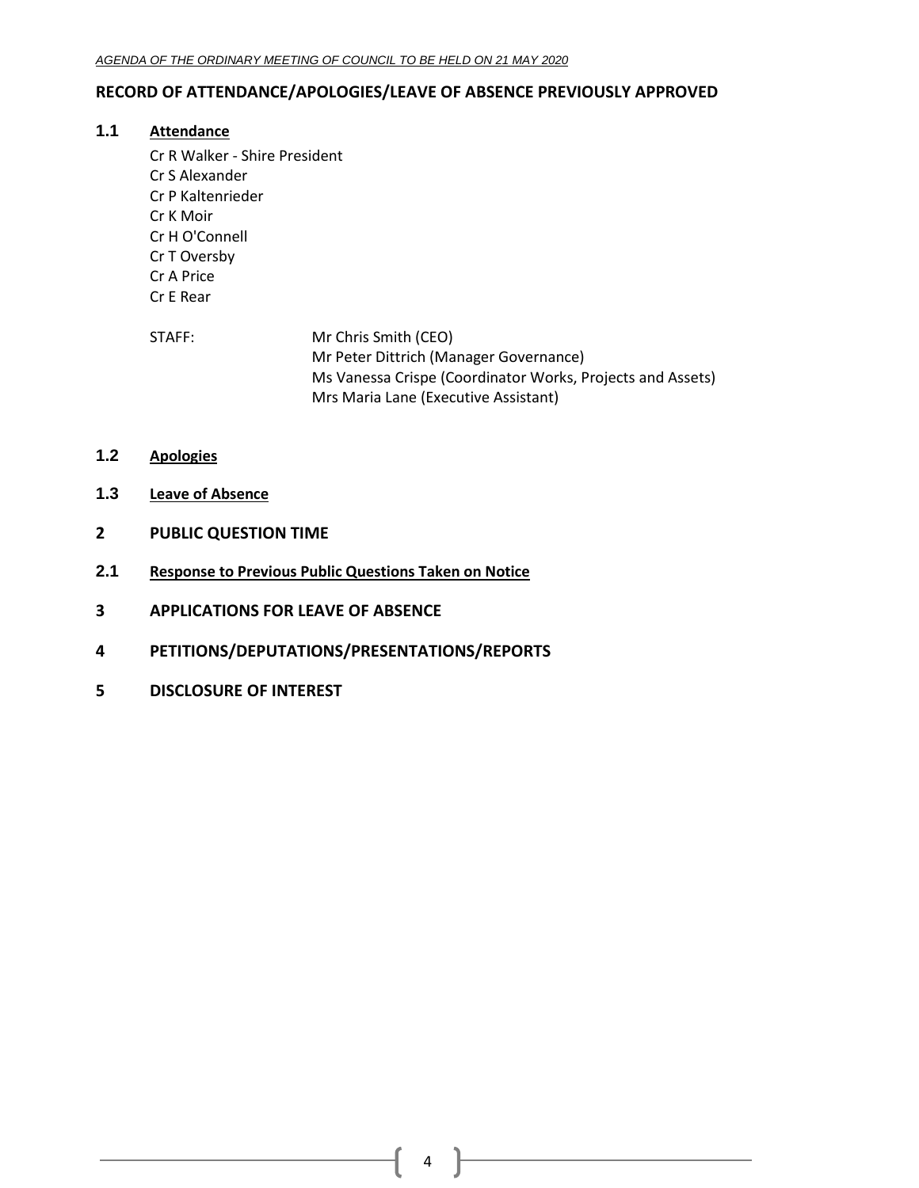## RECORD OF ATTENDANCE/APOLOGIES/LEAVE OF ABSENCE PREVIOUSLY APPROVED

### 1.1 Attendance

Cr R Walker - Shire President
Cr S Alexander
Cr P Kaltenrieder
Cr K Moir
Cr H O'Connell
Cr T Oversby
Cr A Price
Cr E Rear

STAFF:
Mr Chris Smith (CEO)
Mr Peter Dittrich (Manager Governance)
Ms Vanessa Crispe (Coordinator Works, Projects and Assets)
Mrs Maria Lane (Executive Assistant)

### 1.2 Apologies

### 1.3 Leave of Absence

## 2 PUBLIC QUESTION TIME

### 2.1 Response to Previous Public Questions Taken on Notice

## 3 APPLICATIONS FOR LEAVE OF ABSENCE

## 4 PETITIONS/DEPUTATIONS/PRESENTATIONS/REPORTS

## 5 DISCLOSURE OF INTEREST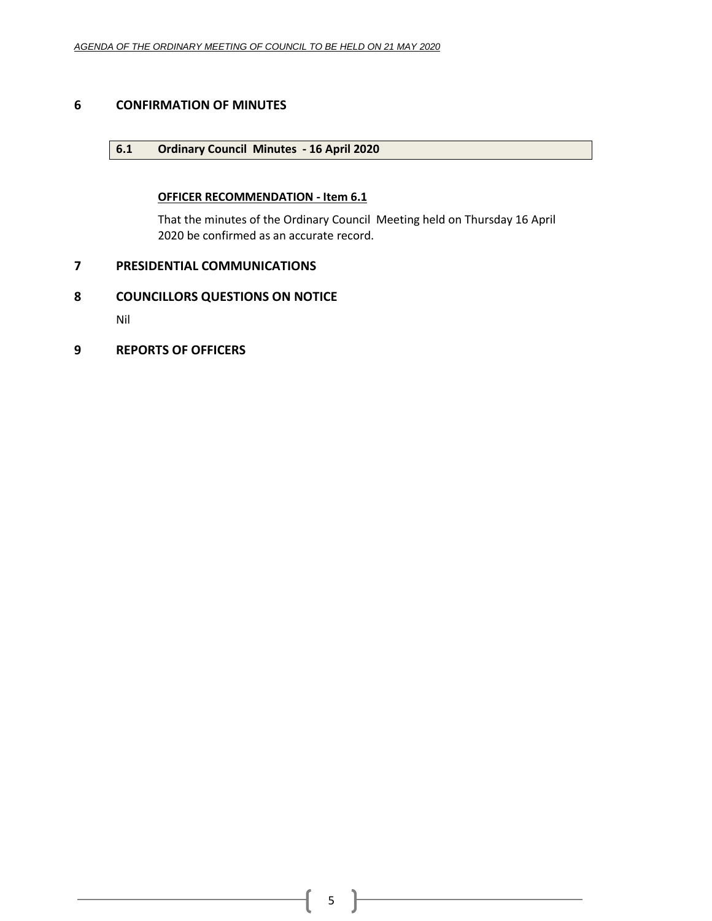# 6 CONFIRMATION OF MINUTES

## 6.1 Ordinary Council Minutes - 16 April 2020

**OFFICER RECOMMENDATION - Item 6.1**

That the minutes of the Ordinary Council Meeting held on Thursday 16 April 2020 be confirmed as an accurate record.

# 7 PRESIDENTIAL COMMUNICATIONS

# 8 COUNCILLORS QUESTIONS ON NOTICE

Nil

# 9 REPORTS OF OFFICERS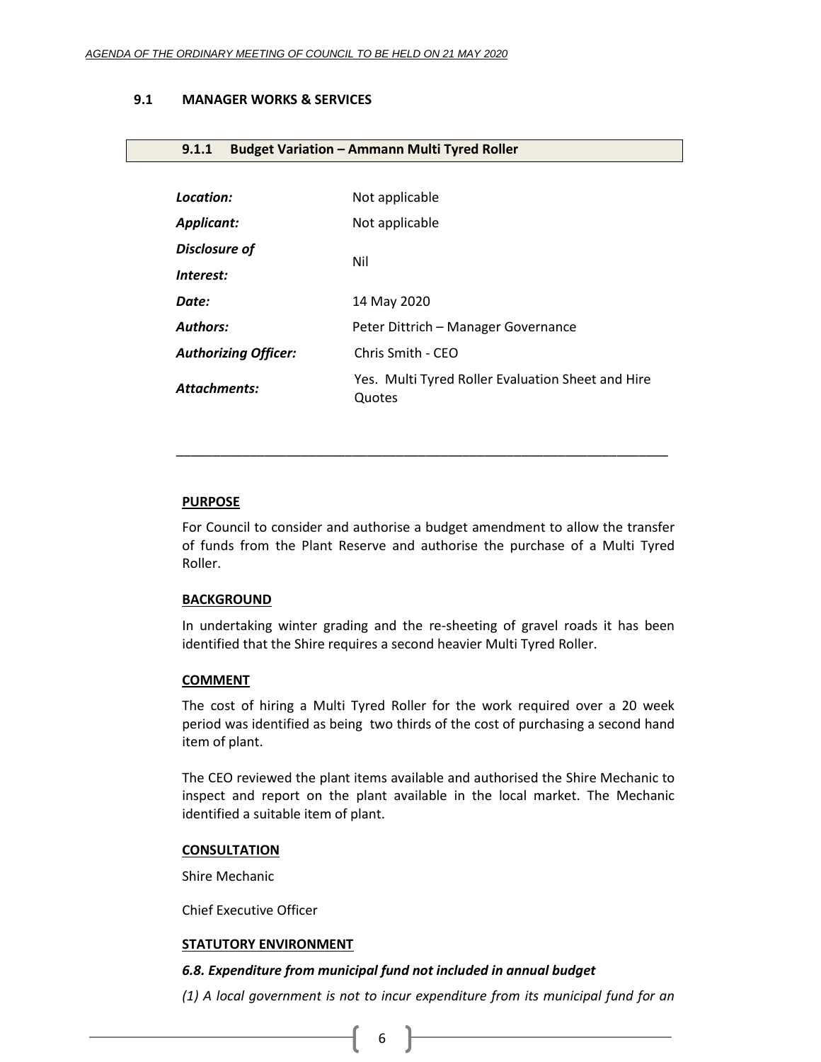## 9.1 MANAGER WORKS & SERVICES

### 9.1.1 Budget Variation – Ammann Multi Tyred Roller

| | |
|---|---|
| ***Location:*** | Not applicable |
| ***Applicant:*** | Not applicable |
| ***Disclosure of Interest:*** | Nil |
| ***Date:*** | 14 May 2020 |
| ***Authors:*** | Peter Dittrich – Manager Governance |
| ***Authorizing Officer:*** | Chris Smith - CEO |
| ***Attachments:*** | Yes. Multi Tyred Roller Evaluation Sheet and Hire Quotes |

---

**PURPOSE**

For Council to consider and authorise a budget amendment to allow the transfer of funds from the Plant Reserve and authorise the purchase of a Multi Tyred Roller.

**BACKGROUND**

In undertaking winter grading and the re-sheeting of gravel roads it has been identified that the Shire requires a second heavier Multi Tyred Roller.

**COMMENT**

The cost of hiring a Multi Tyred Roller for the work required over a 20 week period was identified as being two thirds of the cost of purchasing a second hand item of plant.

The CEO reviewed the plant items available and authorised the Shire Mechanic to inspect and report on the plant available in the local market. The Mechanic identified a suitable item of plant.

**CONSULTATION**

Shire Mechanic

Chief Executive Officer

**STATUTORY ENVIRONMENT**

***6.8. Expenditure from municipal fund not included in annual budget***

*(1) A local government is not to incur expenditure from its municipal fund for an*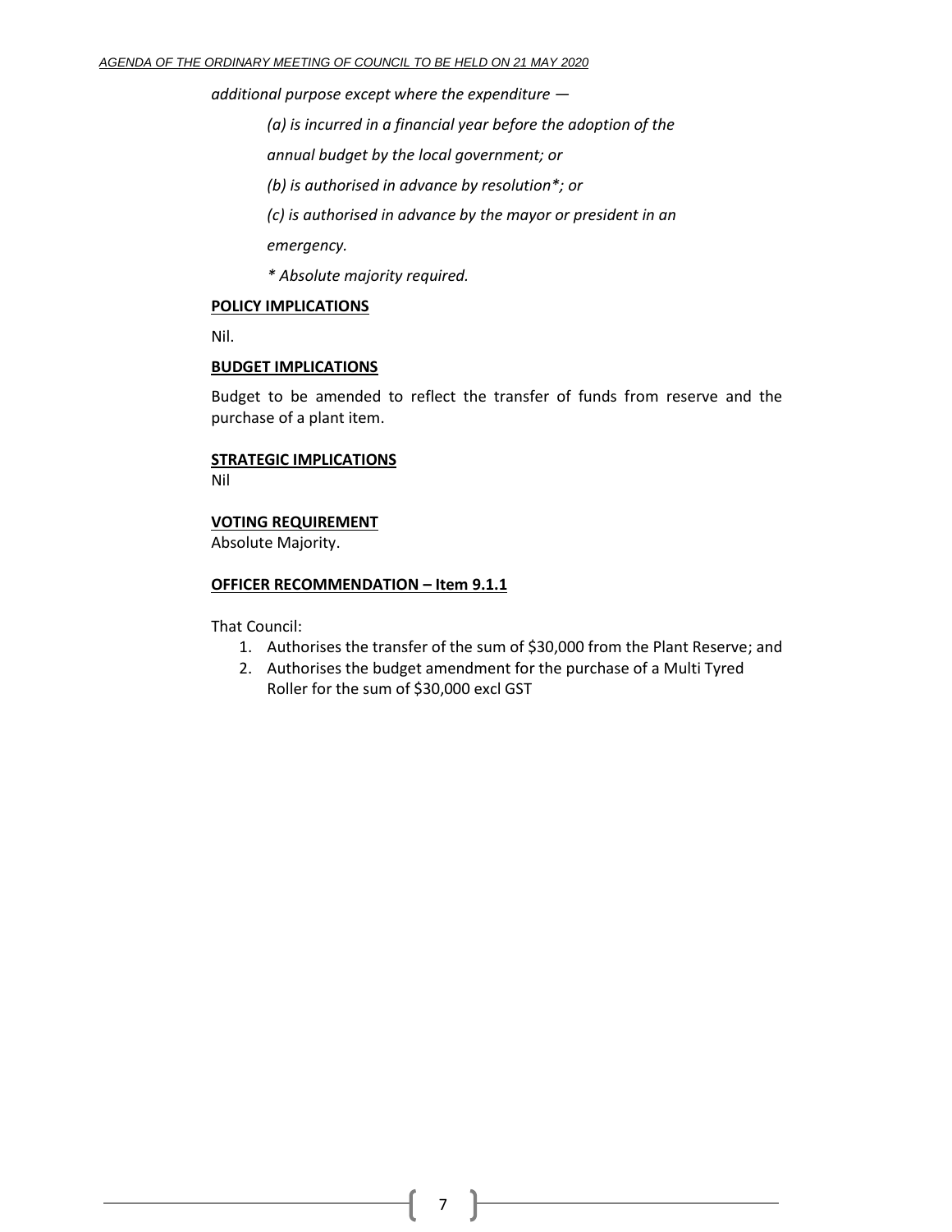*additional purpose except where the expenditure —*

*(a) is incurred in a financial year before the adoption of the annual budget by the local government; or*

*(b) is authorised in advance by resolution*; or*

*(c) is authorised in advance by the mayor or president in an emergency.*

** Absolute majority required.*

**POLICY IMPLICATIONS**

Nil.

**BUDGET IMPLICATIONS**

Budget to be amended to reflect the transfer of funds from reserve and the purchase of a plant item.

**STRATEGIC IMPLICATIONS**

Nil

**VOTING REQUIREMENT**

Absolute Majority.

**OFFICER RECOMMENDATION – Item 9.1.1**

That Council:

1. Authorises the transfer of the sum of $30,000 from the Plant Reserve; and
2. Authorises the budget amendment for the purchase of a Multi Tyred Roller for the sum of $30,000 excl GST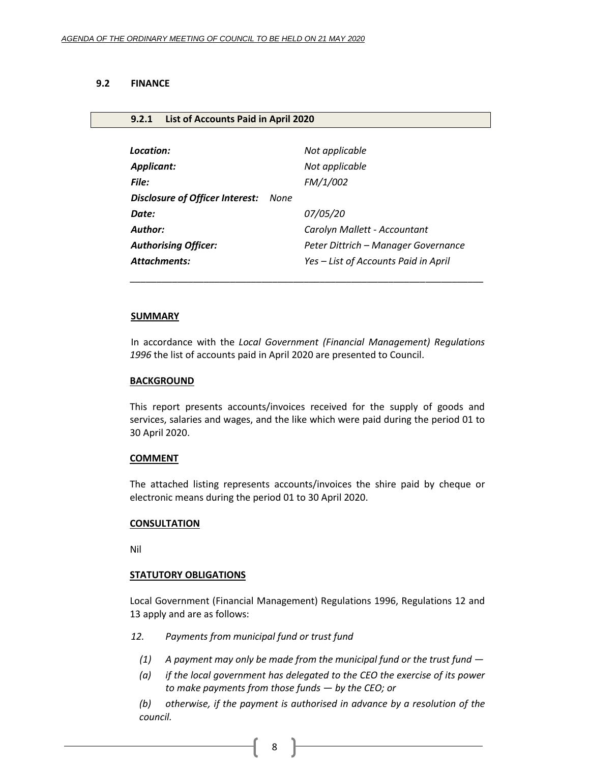## 9.2 FINANCE

### 9.2.1 List of Accounts Paid in April 2020

| | |
|---|---|
| ***Location:*** | *Not applicable* |
| ***Applicant:*** | *Not applicable* |
| ***File:*** | *FM/1/002* |
| ***Disclosure of Officer Interest:*** *None* | |
| ***Date:*** | *07/05/20* |
| ***Author:*** | *Carolyn Mallett - Accountant* |
| ***Authorising Officer:*** | *Peter Dittrich – Manager Governance* |
| ***Attachments:*** | *Yes – List of Accounts Paid in April* |

---

**SUMMARY**

In accordance with the *Local Government (Financial Management) Regulations 1996* the list of accounts paid in April 2020 are presented to Council.

**BACKGROUND**

This report presents accounts/invoices received for the supply of goods and services, salaries and wages, and the like which were paid during the period 01 to 30 April 2020.

**COMMENT**

The attached listing represents accounts/invoices the shire paid by cheque or electronic means during the period 01 to 30 April 2020.

**CONSULTATION**

Nil

**STATUTORY OBLIGATIONS**

Local Government (Financial Management) Regulations 1996, Regulations 12 and 13 apply and are as follows:

*12. Payments from municipal fund or trust fund*

*(1) A payment may only be made from the municipal fund or the trust fund —*

*(a) if the local government has delegated to the CEO the exercise of its power to make payments from those funds — by the CEO; or*

*(b) otherwise, if the payment is authorised in advance by a resolution of the council.*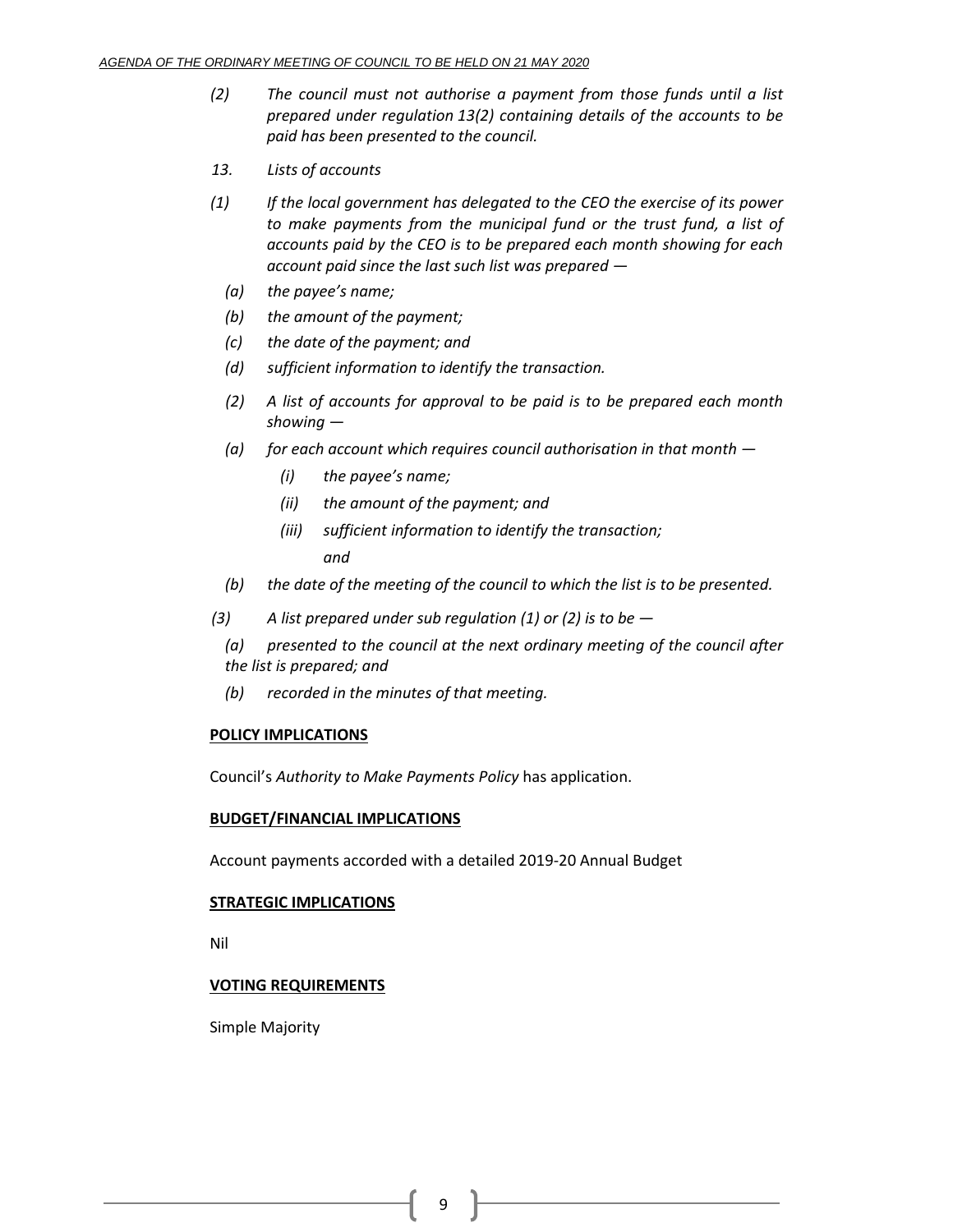*(2) The council must not authorise a payment from those funds until a list prepared under regulation 13(2) containing details of the accounts to be paid has been presented to the council.*

*13. Lists of accounts*

*(1) If the local government has delegated to the CEO the exercise of its power to make payments from the municipal fund or the trust fund, a list of accounts paid by the CEO is to be prepared each month showing for each account paid since the last such list was prepared —*

*(a) the payee's name;*

*(b) the amount of the payment;*

*(c) the date of the payment; and*

*(d) sufficient information to identify the transaction.*

*(2) A list of accounts for approval to be paid is to be prepared each month showing —*

*(a) for each account which requires council authorisation in that month —*

*(i) the payee's name;*

*(ii) the amount of the payment; and*

*(iii) sufficient information to identify the transaction;*

*and*

*(b) the date of the meeting of the council to which the list is to be presented.*

*(3) A list prepared under sub regulation (1) or (2) is to be —*

*(a) presented to the council at the next ordinary meeting of the council after the list is prepared; and*

*(b) recorded in the minutes of that meeting.*

**POLICY IMPLICATIONS**

Council's *Authority to Make Payments Policy* has application.

**BUDGET/FINANCIAL IMPLICATIONS**

Account payments accorded with a detailed 2019-20 Annual Budget

**STRATEGIC IMPLICATIONS**

Nil

**VOTING REQUIREMENTS**

Simple Majority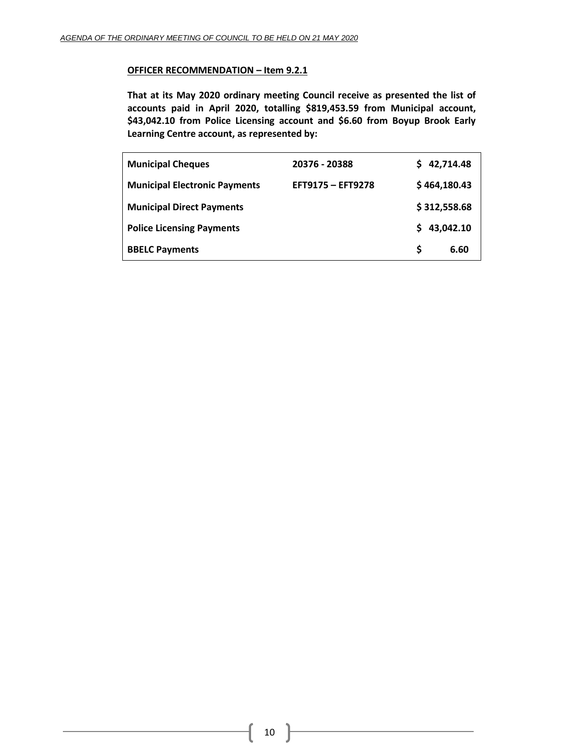**OFFICER RECOMMENDATION – Item 9.2.1**

**That at its May 2020 ordinary meeting Council receive as presented the list of accounts paid in April 2020, totalling $819,453.59 from Municipal account, $43,042.10 from Police Licensing account and $6.60 from Boyup Brook Early Learning Centre account, as represented by:**

| | | |
|---|---|---|
| **Municipal Cheques** | **20376 - 20388** | **$ 42,714.48** |
| **Municipal Electronic Payments** | **EFT9175 – EFT9278** | **$ 464,180.43** |
| **Municipal Direct Payments** | | **$ 312,558.68** |
| **Police Licensing Payments** | | **$ 43,042.10** |
| **BBELC Payments** | | **$ 6.60** |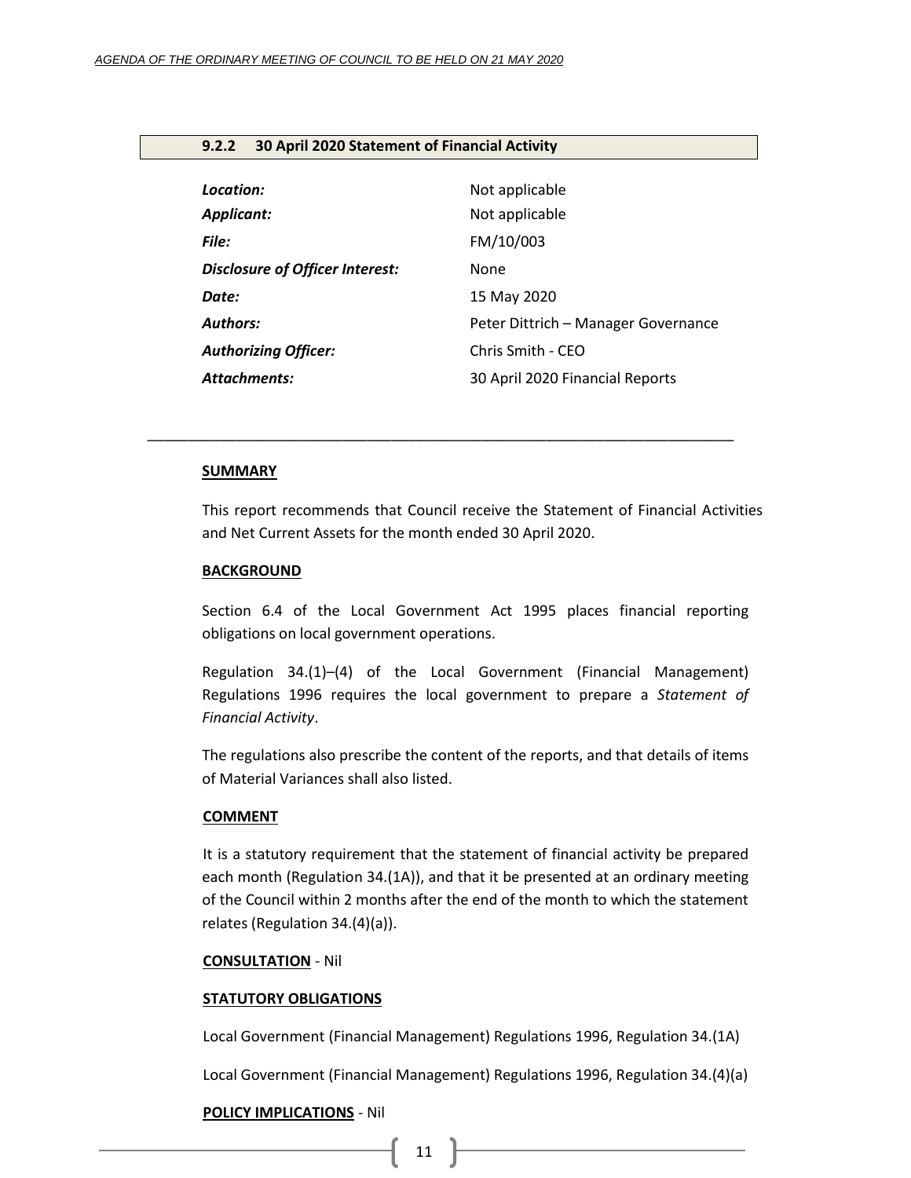### 9.2.2 30 April 2020 Statement of Financial Activity

| | |
|---|---|
| ***Location:*** | Not applicable |
| ***Applicant:*** | Not applicable |
| ***File:*** | FM/10/003 |
| ***Disclosure of Officer Interest:*** | None |
| ***Date:*** | 15 May 2020 |
| ***Authors:*** | Peter Dittrich – Manager Governance |
| ***Authorizing Officer:*** | Chris Smith - CEO |
| ***Attachments:*** | 30 April 2020 Financial Reports |

---

**SUMMARY**

This report recommends that Council receive the Statement of Financial Activities and Net Current Assets for the month ended 30 April 2020.

**BACKGROUND**

Section 6.4 of the Local Government Act 1995 places financial reporting obligations on local government operations.

Regulation 34.(1)–(4) of the Local Government (Financial Management) Regulations 1996 requires the local government to prepare a *Statement of Financial Activity*.

The regulations also prescribe the content of the reports, and that details of items of Material Variances shall also listed.

**COMMENT**

It is a statutory requirement that the statement of financial activity be prepared each month (Regulation 34.(1A)), and that it be presented at an ordinary meeting of the Council within 2 months after the end of the month to which the statement relates (Regulation 34.(4)(a)).

**CONSULTATION** - Nil

**STATUTORY OBLIGATIONS**

Local Government (Financial Management) Regulations 1996, Regulation 34.(1A)

Local Government (Financial Management) Regulations 1996, Regulation 34.(4)(a)

**POLICY IMPLICATIONS** - Nil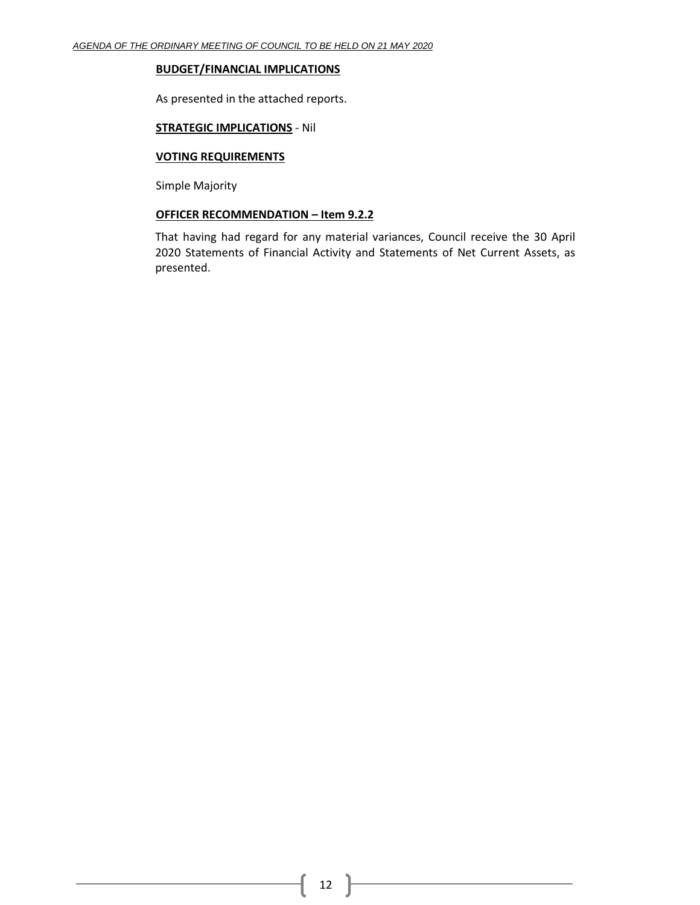**BUDGET/FINANCIAL IMPLICATIONS**

As presented in the attached reports.

**STRATEGIC IMPLICATIONS** - Nil

**VOTING REQUIREMENTS**

Simple Majority

**OFFICER RECOMMENDATION – Item 9.2.2**

That having had regard for any material variances, Council receive the 30 April 2020 Statements of Financial Activity and Statements of Net Current Assets, as presented.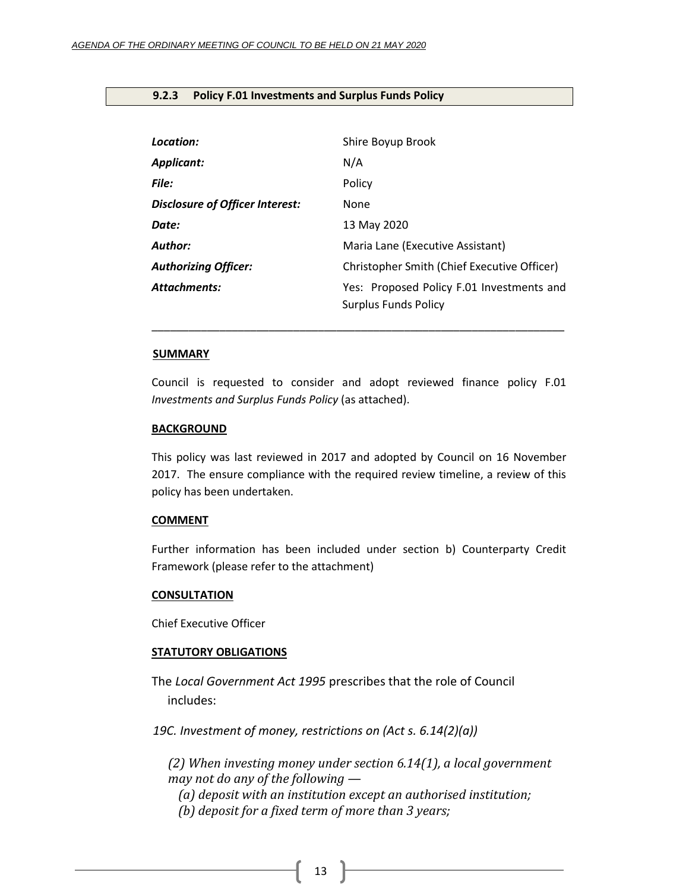### 9.2.3 Policy F.01 Investments and Surplus Funds Policy

| | |
|---|---|
| ***Location:*** | Shire Boyup Brook |
| ***Applicant:*** | N/A |
| ***File:*** | Policy |
| ***Disclosure of Officer Interest:*** | None |
| ***Date:*** | 13 May 2020 |
| ***Author:*** | Maria Lane (Executive Assistant) |
| ***Authorizing Officer:*** | Christopher Smith (Chief Executive Officer) |
| ***Attachments:*** | Yes: Proposed Policy F.01 Investments and Surplus Funds Policy |

---

**SUMMARY**

Council is requested to consider and adopt reviewed finance policy F.01 *Investments and Surplus Funds Policy* (as attached).

**BACKGROUND**

This policy was last reviewed in 2017 and adopted by Council on 16 November 2017. The ensure compliance with the required review timeline, a review of this policy has been undertaken.

**COMMENT**

Further information has been included under section b) Counterparty Credit Framework (please refer to the attachment)

**CONSULTATION**

Chief Executive Officer

**STATUTORY OBLIGATIONS**

The *Local Government Act 1995* prescribes that the role of Council includes:

*19C. Investment of money, restrictions on (Act s. 6.14(2)(a))*

*(2) When investing money under section 6.14(1), a local government may not do any of the following —*

*(a) deposit with an institution except an authorised institution;*
*(b) deposit for a fixed term of more than 3 years;*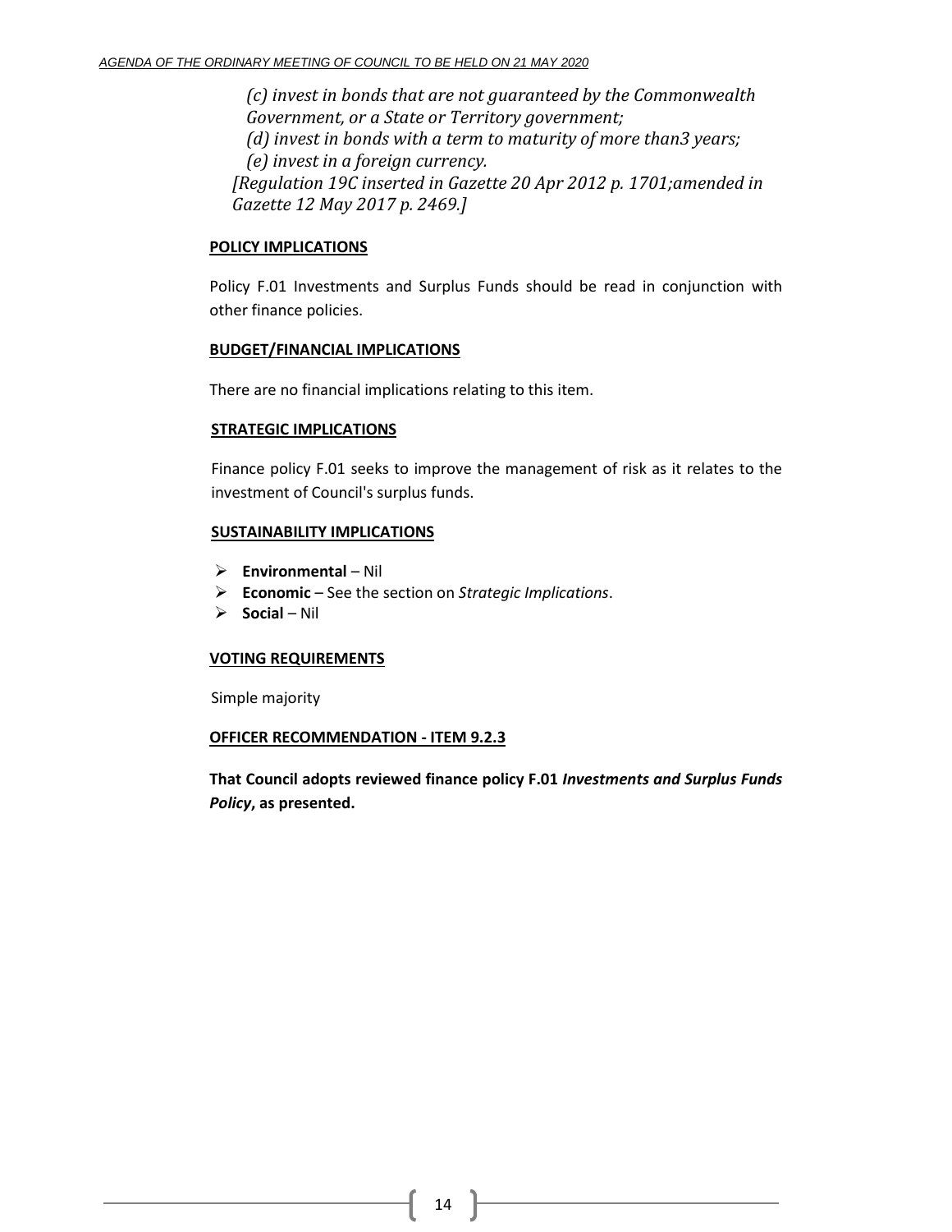*(c) invest in bonds that are not guaranteed by the Commonwealth Government, or a State or Territory government;*
*(d) invest in bonds with a term to maturity of more than3 years;*
*(e) invest in a foreign currency.*
*[Regulation 19C inserted in Gazette 20 Apr 2012 p. 1701;amended in Gazette 12 May 2017 p. 2469.]*

**POLICY IMPLICATIONS**

Policy F.01 Investments and Surplus Funds should be read in conjunction with other finance policies.

**BUDGET/FINANCIAL IMPLICATIONS**

There are no financial implications relating to this item.

**STRATEGIC IMPLICATIONS**

Finance policy F.01 seeks to improve the management of risk as it relates to the investment of Council's surplus funds.

**SUSTAINABILITY IMPLICATIONS**

- **Environmental** – Nil
- **Economic** – See the section on *Strategic Implications*.
- **Social** – Nil

**VOTING REQUIREMENTS**

Simple majority

**OFFICER RECOMMENDATION - ITEM 9.2.3**

**That Council adopts reviewed finance policy F.01 *Investments and Surplus Funds Policy*, as presented.**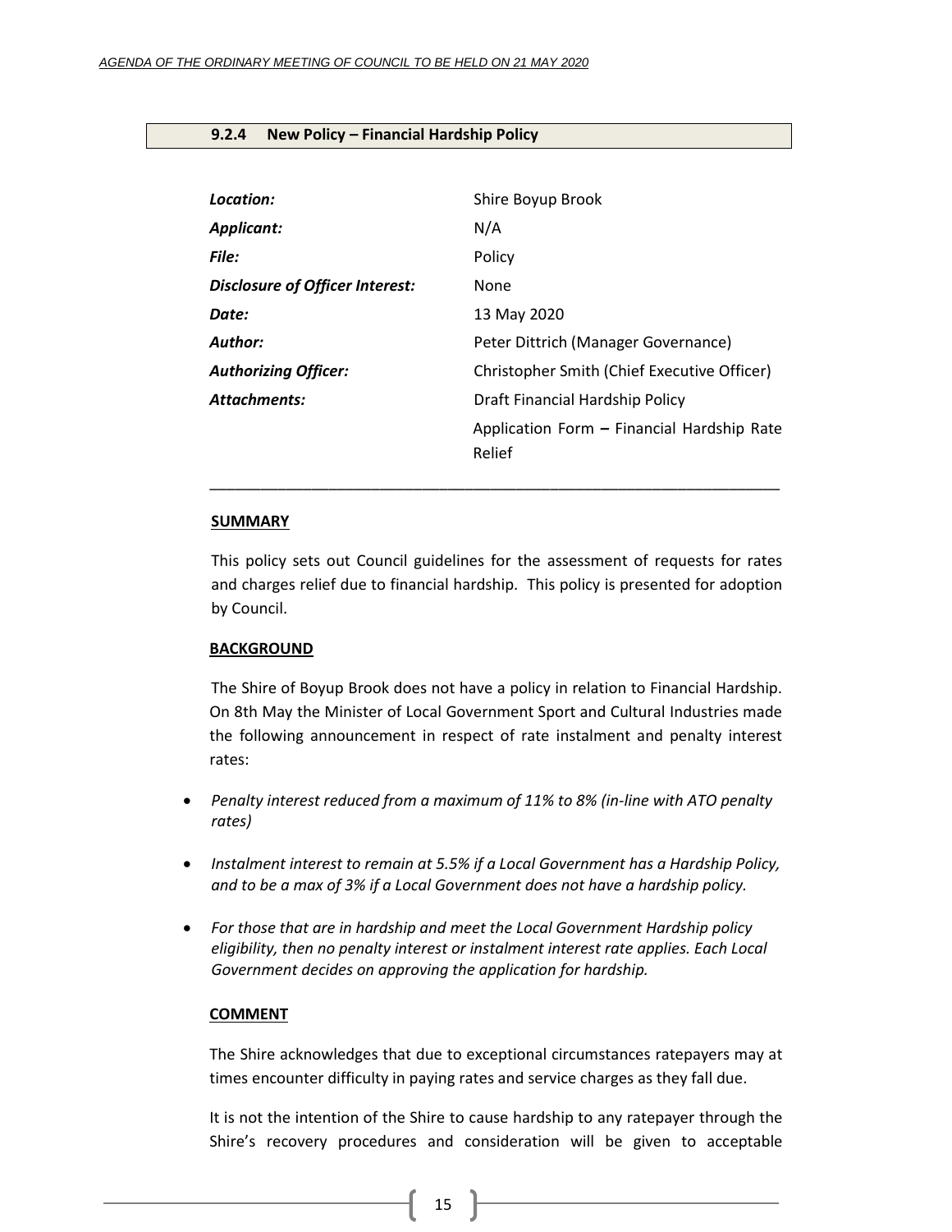### 9.2.4 New Policy – Financial Hardship Policy

| | |
|---|---|
| ***Location:*** | Shire Boyup Brook |
| ***Applicant:*** | N/A |
| ***File:*** | Policy |
| ***Disclosure of Officer Interest:*** | None |
| ***Date:*** | 13 May 2020 |
| ***Author:*** | Peter Dittrich (Manager Governance) |
| ***Authorizing Officer:*** | Christopher Smith (Chief Executive Officer) |
| ***Attachments:*** | Draft Financial Hardship Policy<br>Application Form **–** Financial Hardship Rate Relief |

---

**SUMMARY**

This policy sets out Council guidelines for the assessment of requests for rates and charges relief due to financial hardship. This policy is presented for adoption by Council.

**BACKGROUND**

The Shire of Boyup Brook does not have a policy in relation to Financial Hardship. On 8th May the Minister of Local Government Sport and Cultural Industries made the following announcement in respect of rate instalment and penalty interest rates:

- *Penalty interest reduced from a maximum of 11% to 8% (in-line with ATO penalty rates)*
- *Instalment interest to remain at 5.5% if a Local Government has a Hardship Policy, and to be a max of 3% if a Local Government does not have a hardship policy.*
- *For those that are in hardship and meet the Local Government Hardship policy eligibility, then no penalty interest or instalment interest rate applies. Each Local Government decides on approving the application for hardship.*

**COMMENT**

The Shire acknowledges that due to exceptional circumstances ratepayers may at times encounter difficulty in paying rates and service charges as they fall due.

It is not the intention of the Shire to cause hardship to any ratepayer through the Shire's recovery procedures and consideration will be given to acceptable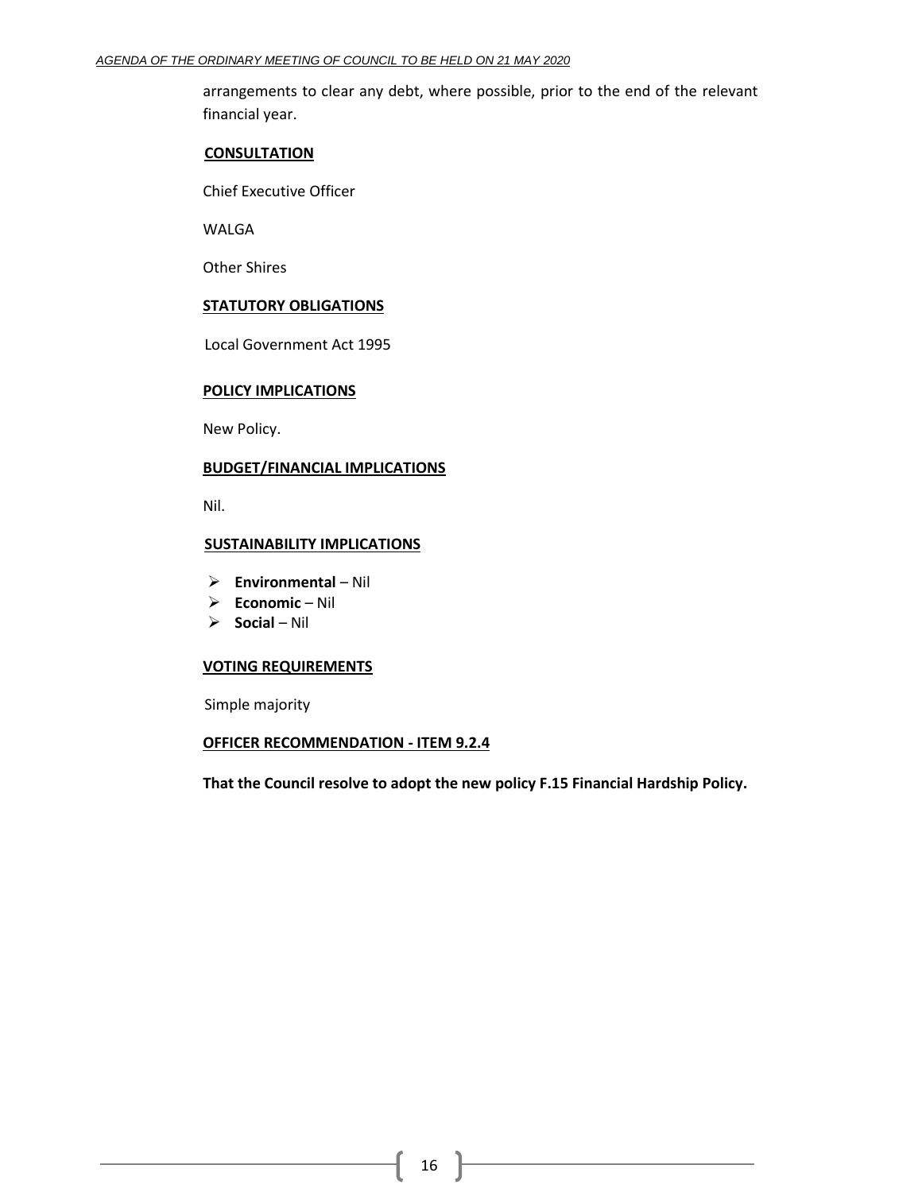arrangements to clear any debt, where possible, prior to the end of the relevant financial year.

**CONSULTATION**

Chief Executive Officer

WALGA

Other Shires

**STATUTORY OBLIGATIONS**

Local Government Act 1995

**POLICY IMPLICATIONS**

New Policy.

**BUDGET/FINANCIAL IMPLICATIONS**

Nil.

**SUSTAINABILITY IMPLICATIONS**

- **Environmental** – Nil
- **Economic** – Nil
- **Social** – Nil

**VOTING REQUIREMENTS**

Simple majority

**OFFICER RECOMMENDATION - ITEM 9.2.4**

**That the Council resolve to adopt the new policy F.15 Financial Hardship Policy.**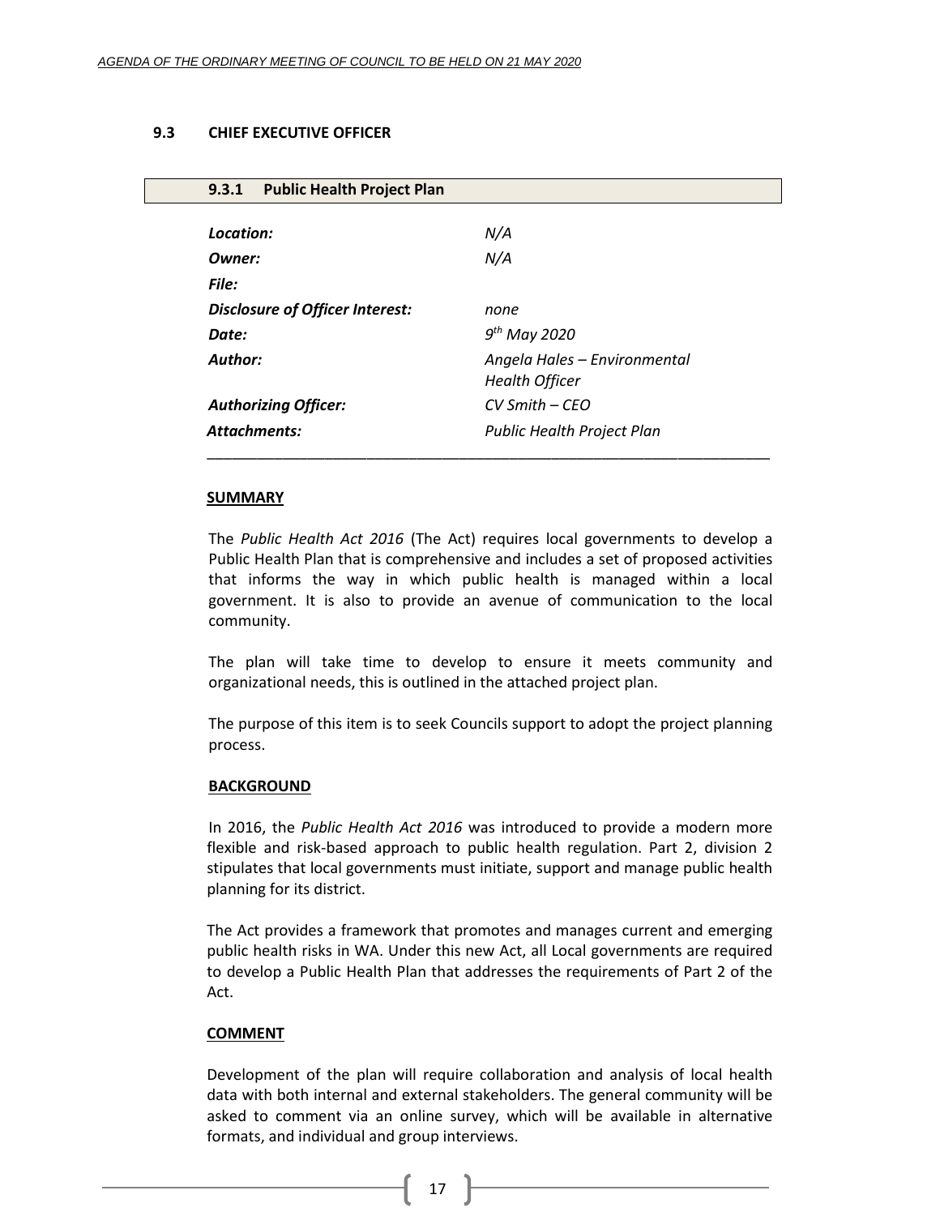## 9.3 CHIEF EXECUTIVE OFFICER

### 9.3.1 Public Health Project Plan

| | |
|---|---|
| ***Location:*** | *N/A* |
| ***Owner:*** | *N/A* |
| ***File:*** | |
| ***Disclosure of Officer Interest:*** | *none* |
| ***Date:*** | *9th May 2020* |
| ***Author:*** | *Angela Hales – Environmental Health Officer* |
| ***Authorizing Officer:*** | *CV Smith – CEO* |
| ***Attachments:*** | *Public Health Project Plan* |

**SUMMARY**

The *Public Health Act 2016* (The Act) requires local governments to develop a Public Health Plan that is comprehensive and includes a set of proposed activities that informs the way in which public health is managed within a local government. It is also to provide an avenue of communication to the local community.

The plan will take time to develop to ensure it meets community and organizational needs, this is outlined in the attached project plan.

The purpose of this item is to seek Councils support to adopt the project planning process.

**BACKGROUND**

In 2016, the *Public Health Act 2016* was introduced to provide a modern more flexible and risk-based approach to public health regulation. Part 2, division 2 stipulates that local governments must initiate, support and manage public health planning for its district.

The Act provides a framework that promotes and manages current and emerging public health risks in WA. Under this new Act, all Local governments are required to develop a Public Health Plan that addresses the requirements of Part 2 of the Act.

**COMMENT**

Development of the plan will require collaboration and analysis of local health data with both internal and external stakeholders. The general community will be asked to comment via an online survey, which will be available in alternative formats, and individual and group interviews.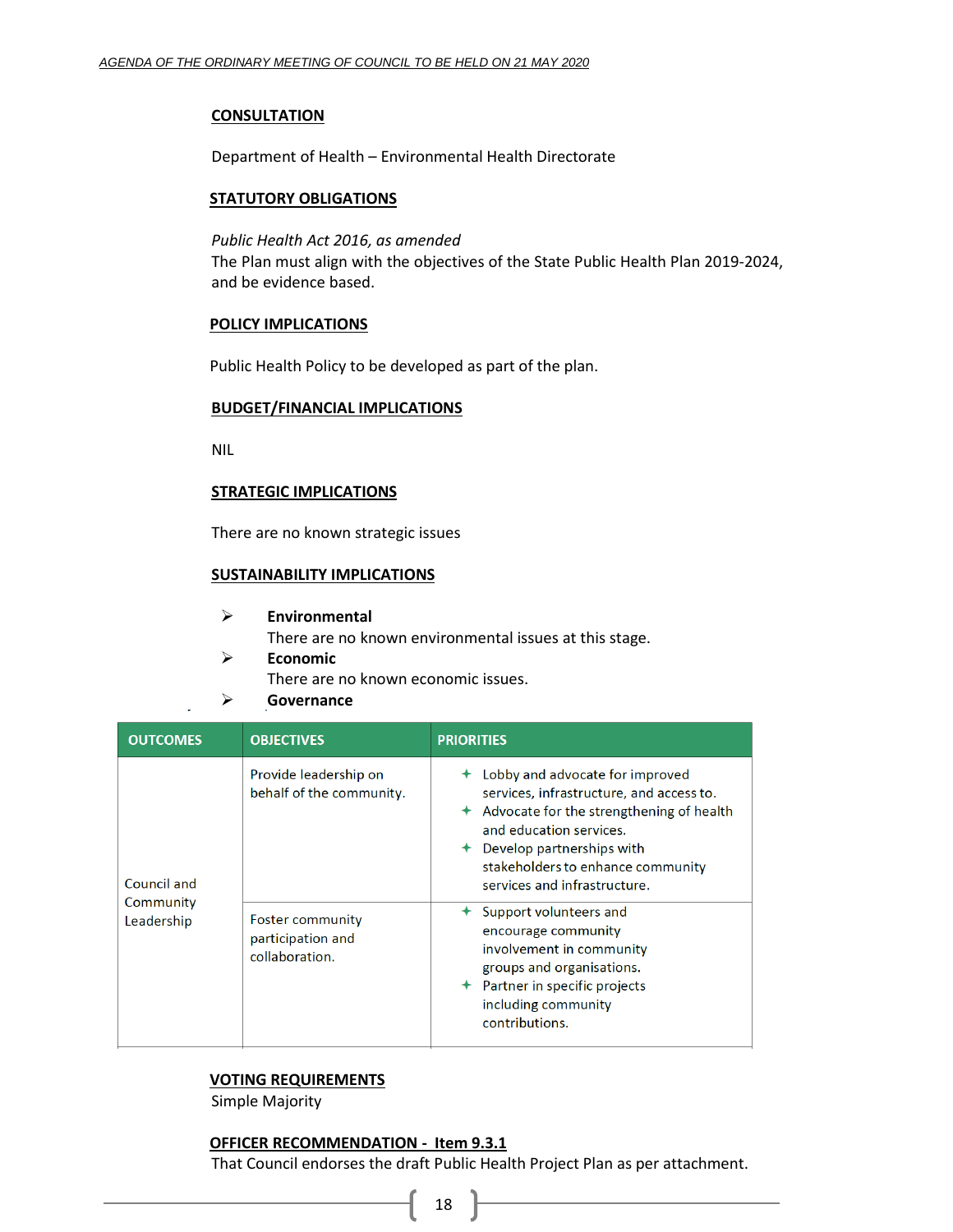## CONSULTATION

Department of Health – Environmental Health Directorate

## STATUTORY OBLIGATIONS

*Public Health Act 2016, as amended*
The Plan must align with the objectives of the State Public Health Plan 2019-2024, and be evidence based.

## POLICY IMPLICATIONS

Public Health Policy to be developed as part of the plan.

## BUDGET/FINANCIAL IMPLICATIONS

NIL

## STRATEGIC IMPLICATIONS

There are no known strategic issues

## SUSTAINABILITY IMPLICATIONS

- **Environmental**
  There are no known environmental issues at this stage.
- **Economic**
  There are no known economic issues.
- **Governance**

| OUTCOMES | OBJECTIVES | PRIORITIES |
|---|---|---|
| Council and Community Leadership | Provide leadership on behalf of the community. | + Lobby and advocate for improved services, infrastructure, and access to.<br>+ Advocate for the strengthening of health and education services.<br>+ Develop partnerships with stakeholders to enhance community services and infrastructure. |
| | Foster community participation and collaboration. | + Support volunteers and encourage community involvement in community groups and organisations.<br>+ Partner in specific projects including community contributions. |

## VOTING REQUIREMENTS

Simple Majority

## OFFICER RECOMMENDATION - Item 9.3.1

That Council endorses the draft Public Health Project Plan as per attachment.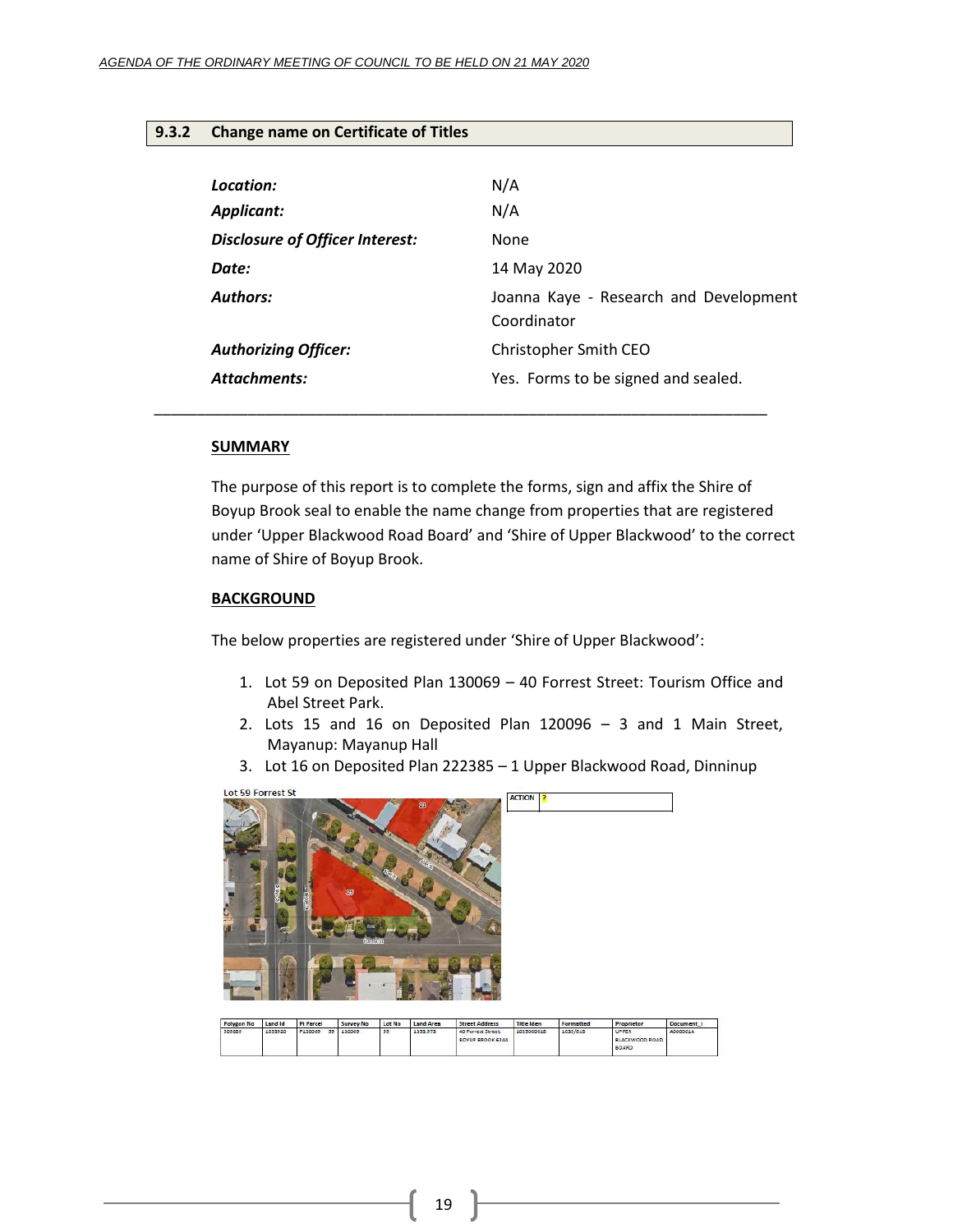## 9.3.2 Change name on Certificate of Titles

| | |
|---|---|
| ***Location:*** | N/A |
| ***Applicant:*** | N/A |
| ***Disclosure of Officer Interest:*** | None |
| ***Date:*** | 14 May 2020 |
| ***Authors:*** | Joanna Kaye - Research and Development Coordinator |
| ***Authorizing Officer:*** | Christopher Smith CEO |
| ***Attachments:*** | Yes. Forms to be signed and sealed. |

---

**SUMMARY**

The purpose of this report is to complete the forms, sign and affix the Shire of Boyup Brook seal to enable the name change from properties that are registered under 'Upper Blackwood Road Board' and 'Shire of Upper Blackwood' to the correct name of Shire of Boyup Brook.

**BACKGROUND**

The below properties are registered under 'Shire of Upper Blackwood':

1. Lot 59 on Deposited Plan 130069 – 40 Forrest Street: Tourism Office and Abel Street Park.
2. Lots 15 and 16 on Deposited Plan 120096 – 3 and 1 Main Street, Mayanup: Mayanup Hall
3. Lot 16 on Deposited Plan 222385 – 1 Upper Blackwood Road, Dinninup

Lot 59 Forrest St

| ACTION | ? |
|---|---|

| Polygon No | Land Id | PI Parcel | Survey No | Lot No | Land Area | Street Address | Title Iden | Formatted | Proprietor | Document_I |
|---|---|---|---|---|---|---|---|---|---|---|
| 305856 | 1553520 | P130069 59 | 130069 | 59 | 1533.573 | 40 Forrest Street, BOYUP BROOK 6244 | 1035000818 | 1035/818 | UPPER BLACKWOOD ROAD BOARD | A000001A |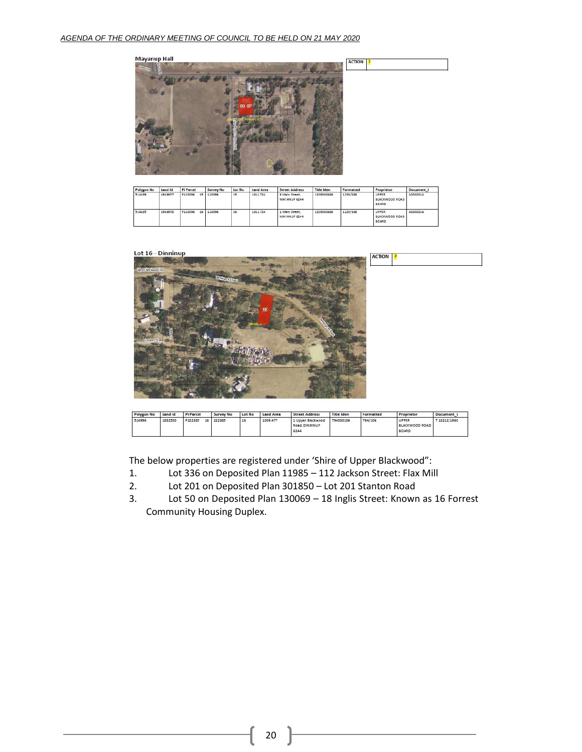**Mayanup Hall**

| ACTION | ? |
|---|---|

| Polygon No | Land Id | PI Parcel | Survey No | Lot No | Land Area | Street Address | Title Iden | Formatted | Proprietor | Document_I |
|---|---|---|---|---|---|---|---|---|---|---|
| 514199 | 1943957 | P120096 15 | 120096 | 15 | 1011.724 | 3 Main Street, MAYANUP 6244 | 1229000386 | 1229/386 | UPPER BLACKWOOD ROAD BOARD | A000001A |
| 514195 | 1943958 | P120096 16 | 120096 | 16 | 1011.724 | 1 Main Street, MAYANUP 6244 | 1229000386 | 1229/386 | UPPER BLACKWOOD ROAD BOARD | A000001A |

**Lot 16 - Dinninup**

| ACTION | ? |
|---|---|

| Polygon No | Land Id | PI Parcel | Survey No | Lot No | Land Area | Street Address | Title Iden | Formatted | Proprietor | Document_I |
|---|---|---|---|---|---|---|---|---|---|---|
| 514996 | 1882500 | P222385 16 | 222385 | 16 | 1069.477 | 1 Upper Blackwood Road, DINNINUP 6244 | 794000106 | 794/106 | UPPER BLACKWOOD ROAD BOARD | T 18212/1960 |

The below properties are registered under 'Shire of Upper Blackwood":

1. Lot 336 on Deposited Plan 11985 – 112 Jackson Street: Flax Mill
2. Lot 201 on Deposited Plan 301850 – Lot 201 Stanton Road
3. Lot 50 on Deposited Plan 130069 – 18 Inglis Street: Known as 16 Forrest Community Housing Duplex.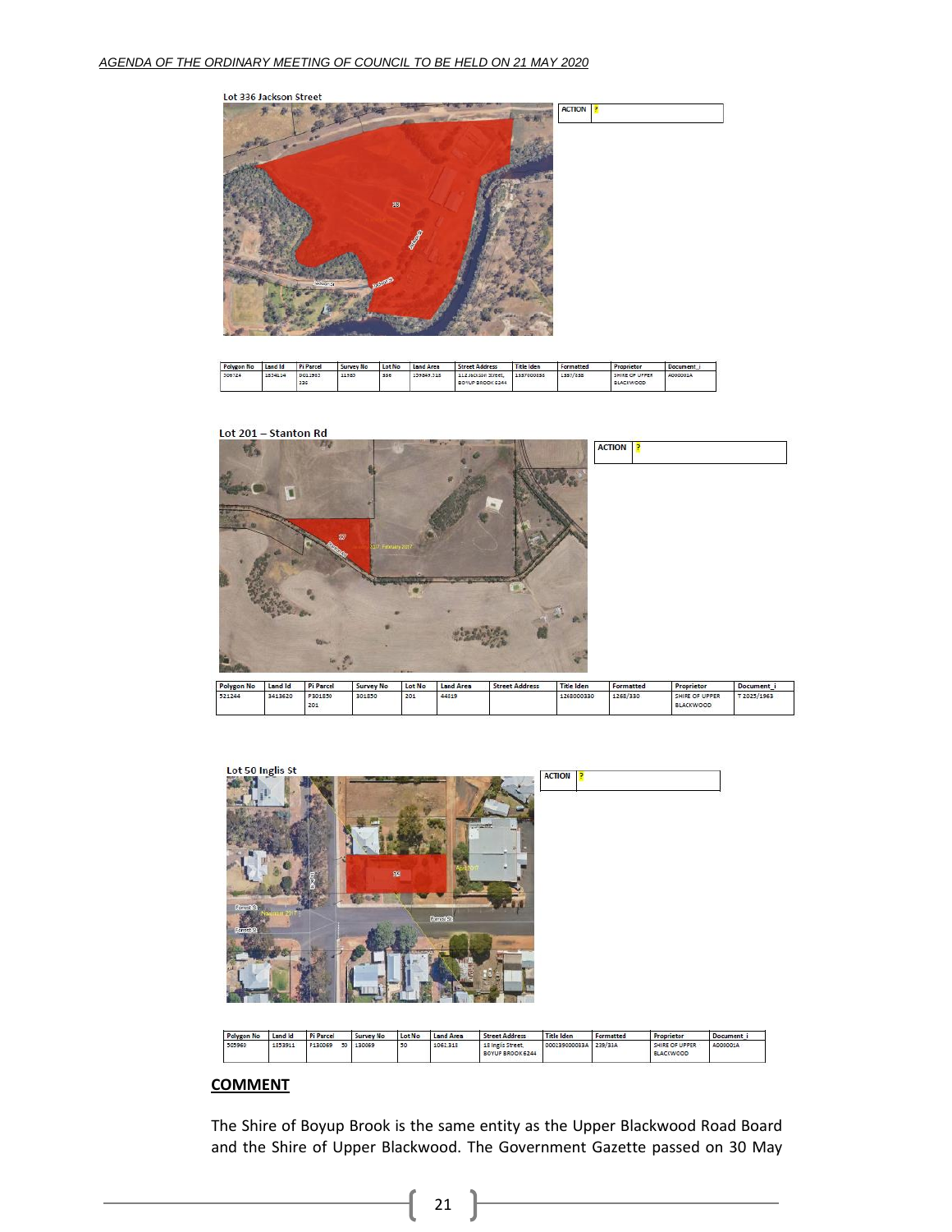Lot 336 Jackson Street

| ACTION | ? |
|---|---|

| Polygon No | Land Id | Pi Parcel | Survey No | Lot No | Land Area | Street Address | Title Iden | Formatted | Proprietor | Document_i |
|---|---|---|---|---|---|---|---|---|---|---|
| 306724 | 1854114 | D011983 336 | 11983 | 336 | 159849.318 | 112 Jackson Street, BOYUP BROOK 6244 | 1357000338 | 1357/338 | SHIRE OF UPPER BLACKWOOD | A000001A |

Lot 201 – Stanton Rd

| ACTION | ? |
|---|---|

| Polygon No | Land Id | Pi Parcel | Survey No | Lot No | Land Area | Street Address | Title Iden | Formatted | Proprietor | Document_i |
|---|---|---|---|---|---|---|---|---|---|---|
| 521244 | 3413620 | P301850 201 | 301850 | 201 | 44819 | | 1268000330 | 1268/330 | SHIRE OF UPPER BLACKWOOD | T 2025/1963 |

Lot 50 Inglis St

| ACTION | ? |
|---|---|

| Polygon No | Land Id | Pi Parcel | Survey No | Lot No | Land Area | Street Address | Title Iden | Formatted | Proprietor | Document_i |
|---|---|---|---|---|---|---|---|---|---|---|
| 505969 | 1853911 | P130069 50 | 130069 | 50 | 1061.313 | 18 Inglis Street BOYUP BROOK 6244 | 000239000033A | 239/33A | SHIRE OF UPPER BLACKWOOD | A000001A |

## COMMENT

The Shire of Boyup Brook is the same entity as the Upper Blackwood Road Board and the Shire of Upper Blackwood. The Government Gazette passed on 30 May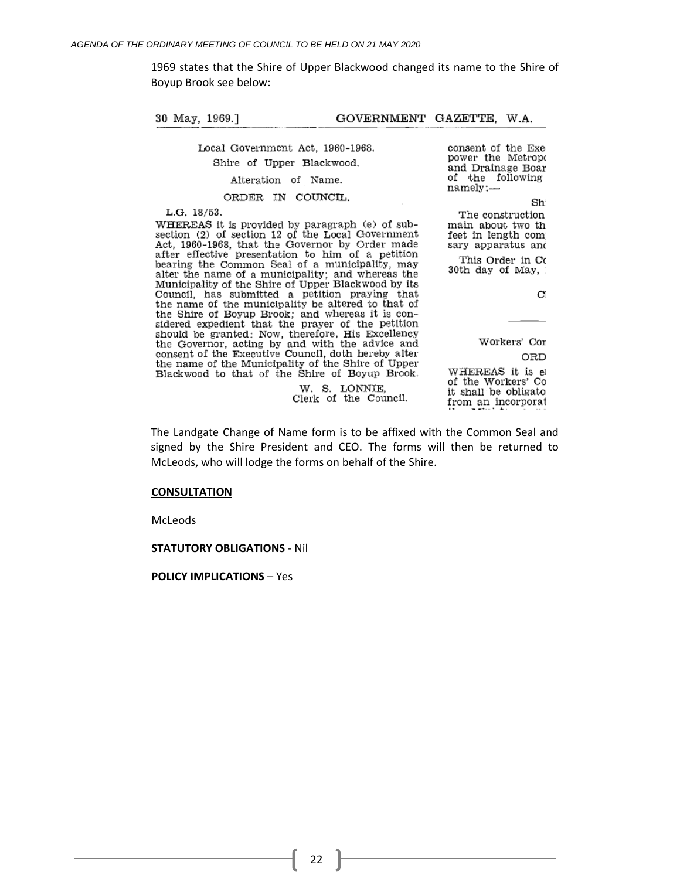1969 states that the Shire of Upper Blackwood changed its name to the Shire of Boyup Brook see below:

30 May, 1969.] GOVERNMENT GAZETTE, W.A.

Local Government Act, 1960-1968.

Shire of Upper Blackwood.

Alteration of Name.

ORDER IN COUNCIL.

L.G. 18/53.

WHEREAS it is provided by paragraph (e) of subsection (2) of section 12 of the Local Government Act, 1960-1968, that the Governor by Order made after effective presentation to him of a petition bearing the Common Seal of a municipality, may alter the name of a municipality; and whereas the Municipality of the Shire of Upper Blackwood by its Council, has submitted a petition praying that the name of the municipality be altered to that of the Shire of Boyup Brook; and whereas it is considered expedient that the prayer of the petition should be granted: Now, therefore, His Excellency the Governor, acting by and with the advice and consent of the Executive Council, doth hereby alter the name of the Municipality of the Shire of Upper Blackwood to that of the Shire of Boyup Brook.

W. S. LONNIE,
Clerk of the Council.

The Landgate Change of Name form is to be affixed with the Common Seal and signed by the Shire President and CEO. The forms will then be returned to McLeods, who will lodge the forms on behalf of the Shire.

**CONSULTATION**

McLeods

**STATUTORY OBLIGATIONS** - Nil

**POLICY IMPLICATIONS** – Yes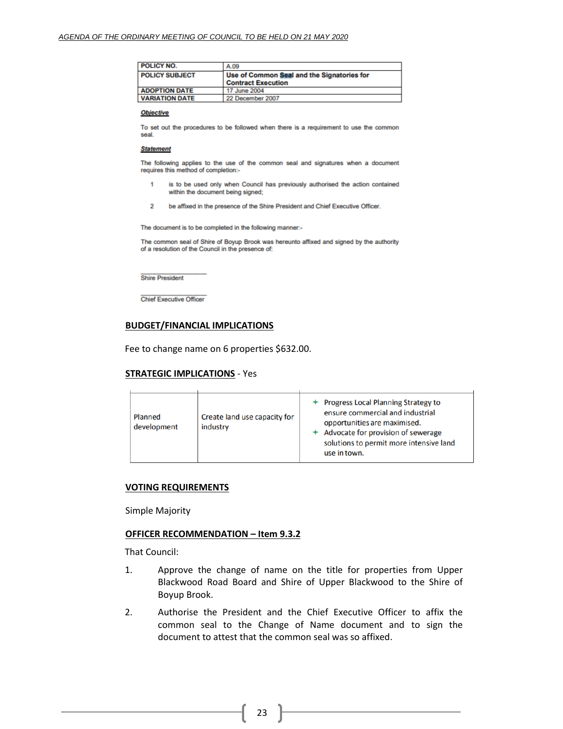| POLICY NO. | A.09 |
|---|---|
| POLICY SUBJECT | **Use of Common Seal and the Signatories for Contract Execution** |
| ADOPTION DATE | 17 June 2004 |
| VARIATION DATE | 22 December 2007 |

***Objective***

To set out the procedures to be followed when there is a requirement to use the common seal.

***Statement***

The following applies to the use of the common seal and signatures when a document requires this method of completion:-

1 is to be used only when Council has previously authorised the action contained within the document being signed;

2 be affixed in the presence of the Shire President and Chief Executive Officer.

The document is to be completed in the following manner:-

The common seal of Shire of Boyup Brook was hereunto affixed and signed by the authority of a resolution of the Council in the presence of:

\_\_\_\_\_\_\_\_\_\_\_\_\_\_\_\_\_\_
Shire President

\_\_\_\_\_\_\_\_\_\_\_\_\_\_\_\_\_\_
Chief Executive Officer

## BUDGET/FINANCIAL IMPLICATIONS

Fee to change name on 6 properties $632.00.

## STRATEGIC IMPLICATIONS - Yes

| | | |
|---|---|---|
| Planned development | Create land use capacity for industry | + Progress Local Planning Strategy to ensure commercial and industrial opportunities are maximised.<br>+ Advocate for provision of sewerage solutions to permit more intensive land use in town. |

## VOTING REQUIREMENTS

Simple Majority

## OFFICER RECOMMENDATION – Item 9.3.2

That Council:

1. Approve the change of name on the title for properties from Upper Blackwood Road Board and Shire of Upper Blackwood to the Shire of Boyup Brook.

2. Authorise the President and the Chief Executive Officer to affix the common seal to the Change of Name document and to sign the document to attest that the common seal was so affixed.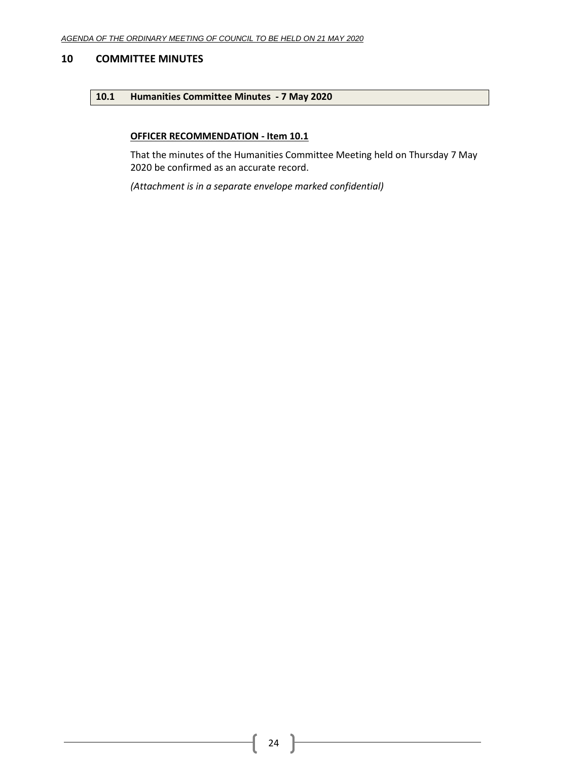## 10 COMMITTEE MINUTES

### 10.1 Humanities Committee Minutes - 7 May 2020

**OFFICER RECOMMENDATION - Item 10.1**

That the minutes of the Humanities Committee Meeting held on Thursday 7 May 2020 be confirmed as an accurate record.

*(Attachment is in a separate envelope marked confidential)*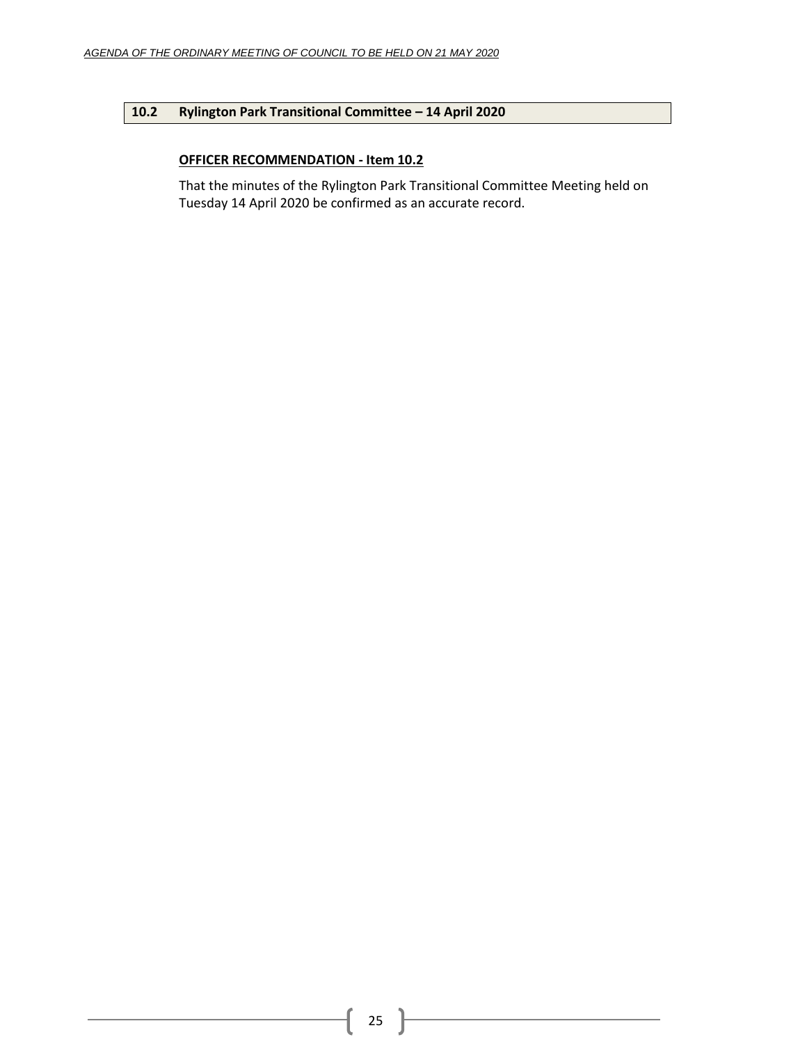## 10.2 Rylington Park Transitional Committee – 14 April 2020

**OFFICER RECOMMENDATION - Item 10.2**

That the minutes of the Rylington Park Transitional Committee Meeting held on Tuesday 14 April 2020 be confirmed as an accurate record.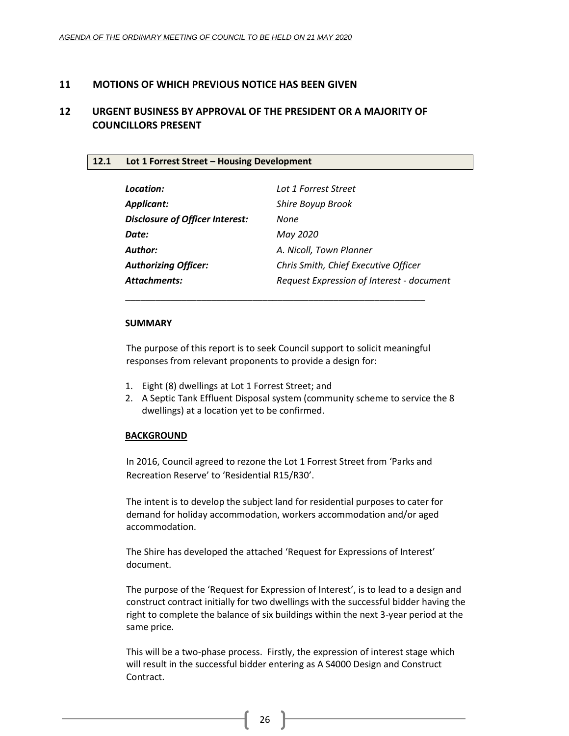## 11 MOTIONS OF WHICH PREVIOUS NOTICE HAS BEEN GIVEN

## 12 URGENT BUSINESS BY APPROVAL OF THE PRESIDENT OR A MAJORITY OF COUNCILLORS PRESENT

### 12.1 Lot 1 Forrest Street – Housing Development

| | |
|---|---|
| ***Location:*** | *Lot 1 Forrest Street* |
| ***Applicant:*** | *Shire Boyup Brook* |
| ***Disclosure of Officer Interest:*** | *None* |
| ***Date:*** | *May 2020* |
| ***Author:*** | *A. Nicoll, Town Planner* |
| ***Authorizing Officer:*** | *Chris Smith, Chief Executive Officer* |
| ***Attachments:*** | *Request Expression of Interest - document* |

---

**SUMMARY**

The purpose of this report is to seek Council support to solicit meaningful responses from relevant proponents to provide a design for:

1. Eight (8) dwellings at Lot 1 Forrest Street; and
2. A Septic Tank Effluent Disposal system (community scheme to service the 8 dwellings) at a location yet to be confirmed.

**BACKGROUND**

In 2016, Council agreed to rezone the Lot 1 Forrest Street from 'Parks and Recreation Reserve' to 'Residential R15/R30'.

The intent is to develop the subject land for residential purposes to cater for demand for holiday accommodation, workers accommodation and/or aged accommodation.

The Shire has developed the attached 'Request for Expressions of Interest' document.

The purpose of the 'Request for Expression of Interest', is to lead to a design and construct contract initially for two dwellings with the successful bidder having the right to complete the balance of six buildings within the next 3-year period at the same price.

This will be a two-phase process. Firstly, the expression of interest stage which will result in the successful bidder entering as A S4000 Design and Construct Contract.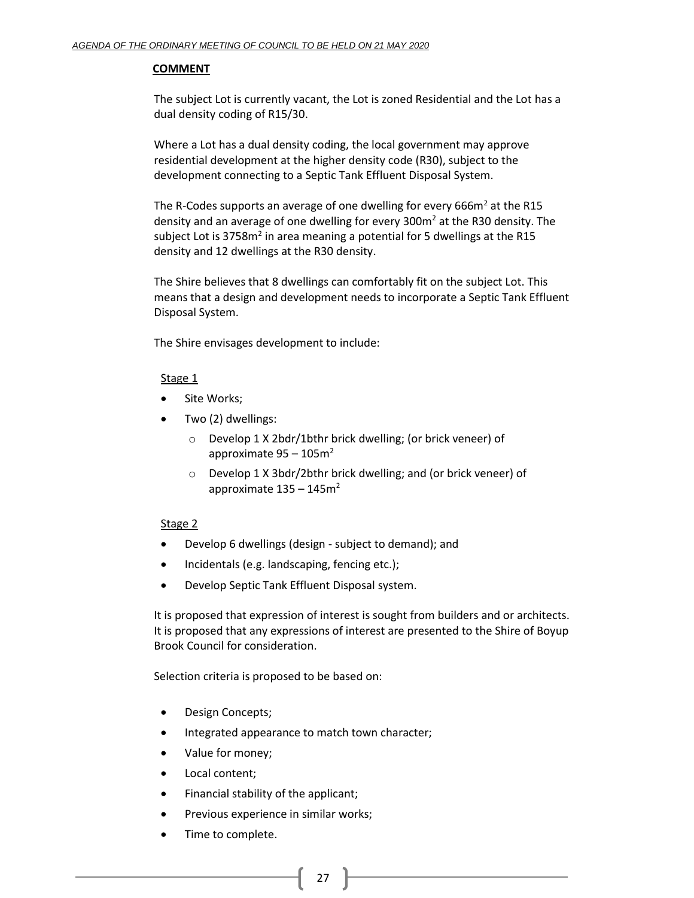**COMMENT**

The subject Lot is currently vacant, the Lot is zoned Residential and the Lot has a dual density coding of R15/30.

Where a Lot has a dual density coding, the local government may approve residential development at the higher density code (R30), subject to the development connecting to a Septic Tank Effluent Disposal System.

The R-Codes supports an average of one dwelling for every 666m$^2$ at the R15 density and an average of one dwelling for every 300m$^2$ at the R30 density. The subject Lot is 3758m$^2$ in area meaning a potential for 5 dwellings at the R15 density and 12 dwellings at the R30 density.

The Shire believes that 8 dwellings can comfortably fit on the subject Lot. This means that a design and development needs to incorporate a Septic Tank Effluent Disposal System.

The Shire envisages development to include:

Stage 1

- Site Works;
- Two (2) dwellings:
  - Develop 1 X 2bdr/1bthr brick dwelling; (or brick veneer) of approximate 95 – 105m$^2$
  - Develop 1 X 3bdr/2bthr brick dwelling; and (or brick veneer) of approximate 135 – 145m$^2$

Stage 2

- Develop 6 dwellings (design - subject to demand); and
- Incidentals (e.g. landscaping, fencing etc.);
- Develop Septic Tank Effluent Disposal system.

It is proposed that expression of interest is sought from builders and or architects. It is proposed that any expressions of interest are presented to the Shire of Boyup Brook Council for consideration.

Selection criteria is proposed to be based on:

- Design Concepts;
- Integrated appearance to match town character;
- Value for money;
- Local content;
- Financial stability of the applicant;
- Previous experience in similar works;
- Time to complete.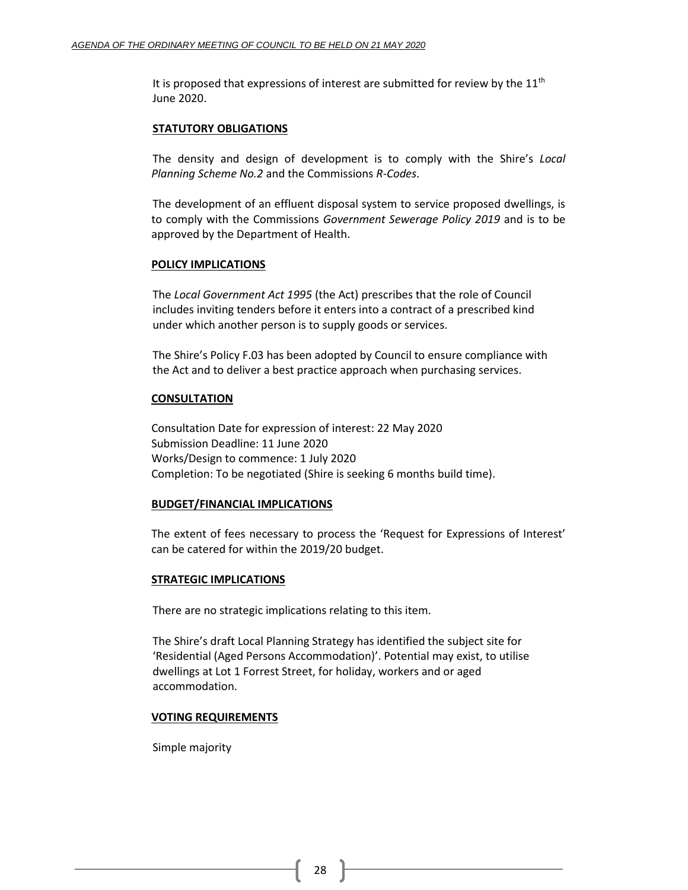It is proposed that expressions of interest are submitted for review by the 11th June 2020.

**STATUTORY OBLIGATIONS**

The density and design of development is to comply with the Shire's *Local Planning Scheme No.2* and the Commissions *R-Codes*.

The development of an effluent disposal system to service proposed dwellings, is to comply with the Commissions *Government Sewerage Policy 2019* and is to be approved by the Department of Health.

**POLICY IMPLICATIONS**

The *Local Government Act 1995* (the Act) prescribes that the role of Council includes inviting tenders before it enters into a contract of a prescribed kind under which another person is to supply goods or services.

The Shire's Policy F.03 has been adopted by Council to ensure compliance with the Act and to deliver a best practice approach when purchasing services.

**CONSULTATION**

Consultation Date for expression of interest: 22 May 2020
Submission Deadline: 11 June 2020
Works/Design to commence: 1 July 2020
Completion: To be negotiated (Shire is seeking 6 months build time).

**BUDGET/FINANCIAL IMPLICATIONS**

The extent of fees necessary to process the 'Request for Expressions of Interest' can be catered for within the 2019/20 budget.

**STRATEGIC IMPLICATIONS**

There are no strategic implications relating to this item.

The Shire's draft Local Planning Strategy has identified the subject site for 'Residential (Aged Persons Accommodation)'. Potential may exist, to utilise dwellings at Lot 1 Forrest Street, for holiday, workers and or aged accommodation.

**VOTING REQUIREMENTS**

Simple majority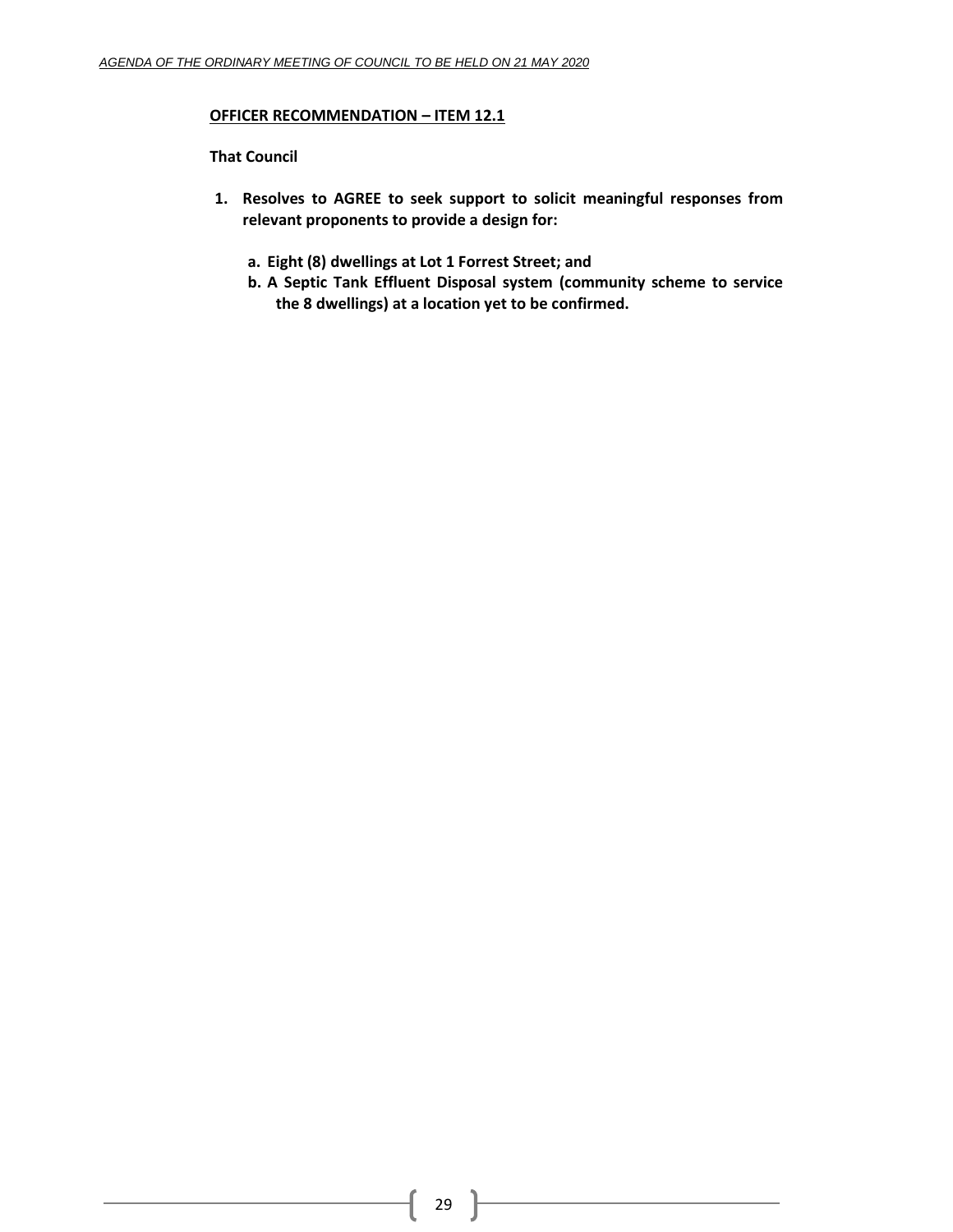**OFFICER RECOMMENDATION – ITEM 12.1**

**That Council**

1. **Resolves to AGREE to seek support to solicit meaningful responses from relevant proponents to provide a design for:**

   a. **Eight (8) dwellings at Lot 1 Forrest Street; and**

   b. **A Septic Tank Effluent Disposal system (community scheme to service the 8 dwellings) at a location yet to be confirmed.**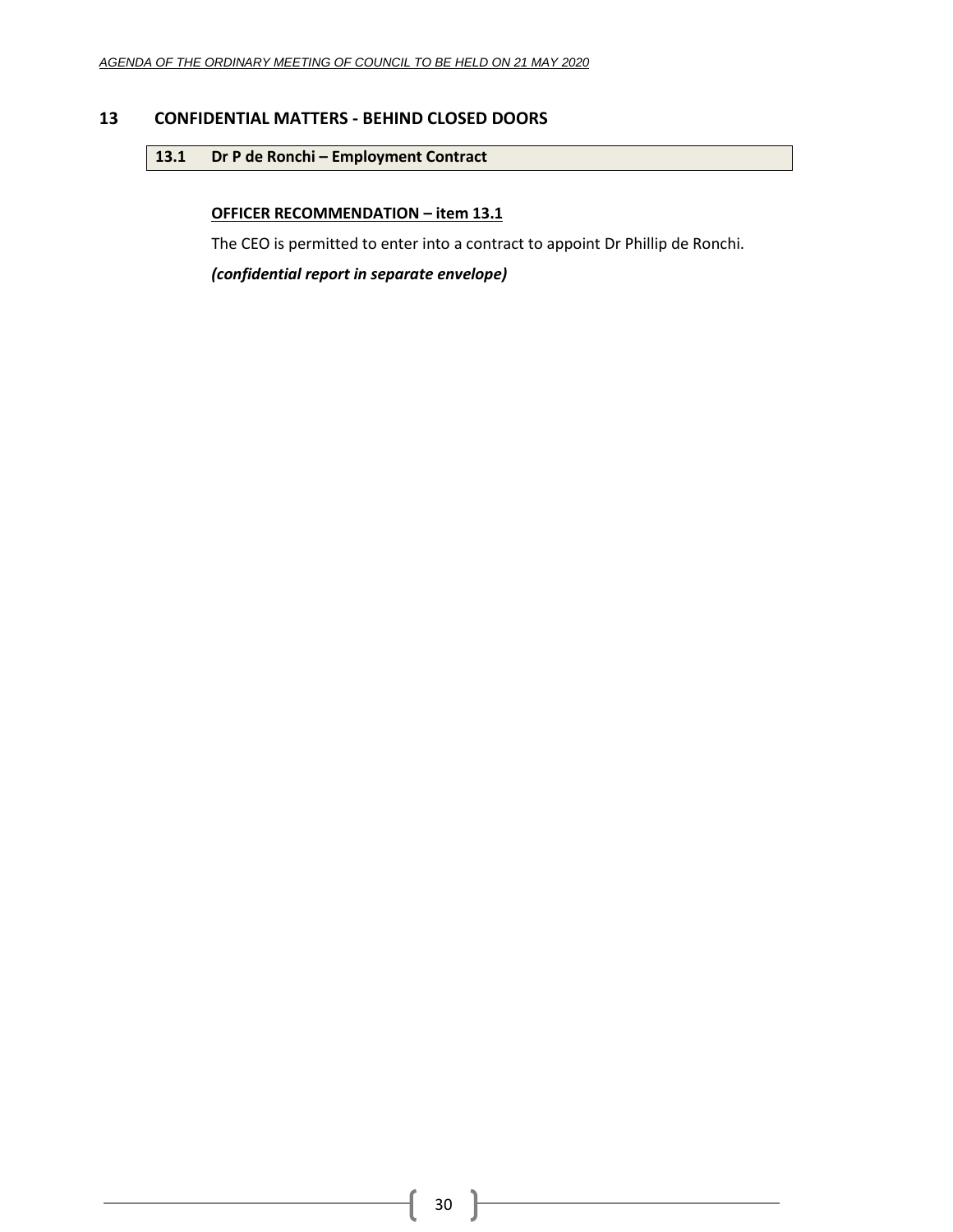## 13 CONFIDENTIAL MATTERS - BEHIND CLOSED DOORS

### 13.1 Dr P de Ronchi – Employment Contract

**OFFICER RECOMMENDATION – item 13.1**

The CEO is permitted to enter into a contract to appoint Dr Phillip de Ronchi.

***(confidential report in separate envelope)***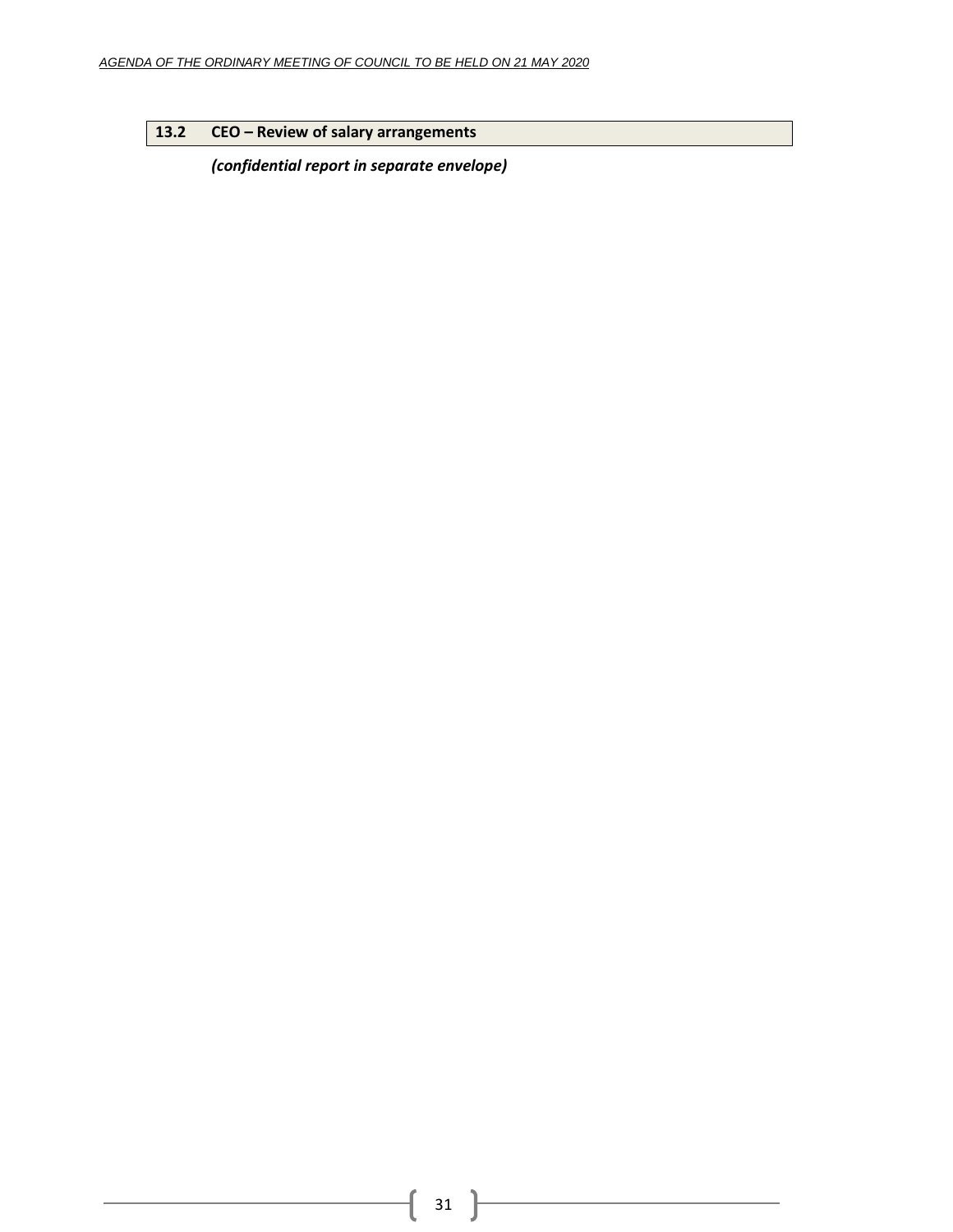## 13.2 CEO – Review of salary arrangements

***(confidential report in separate envelope)***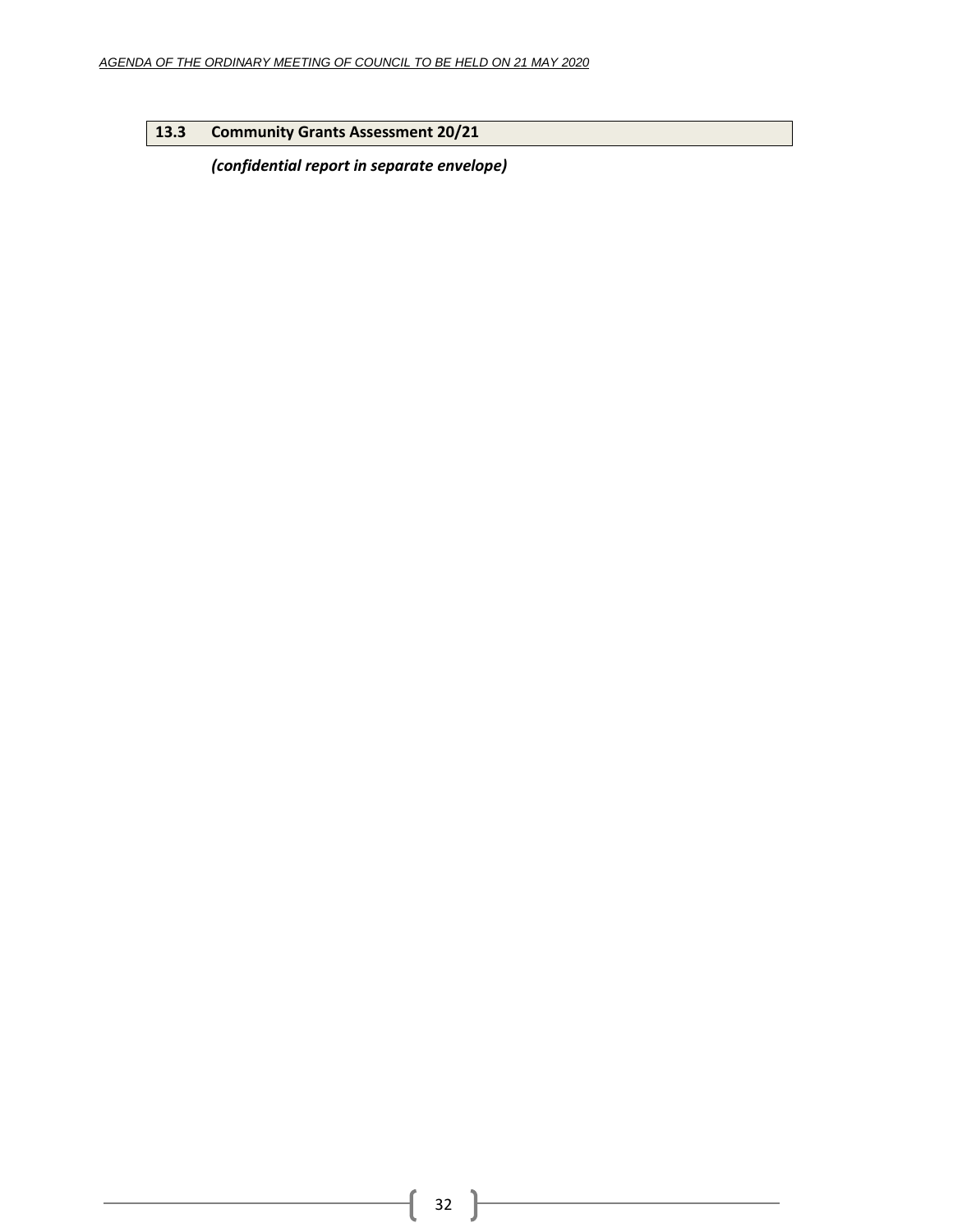## 13.3 Community Grants Assessment 20/21

***(confidential report in separate envelope)***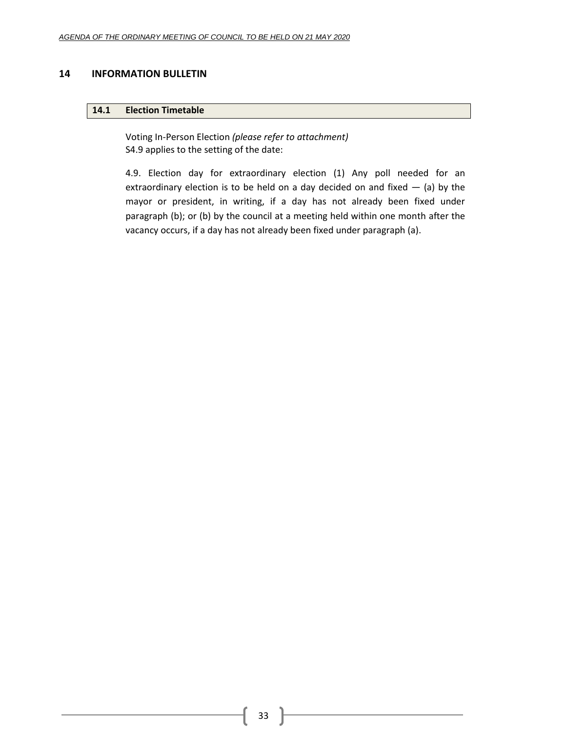## 14 INFORMATION BULLETIN

### 14.1 Election Timetable

Voting In-Person Election *(please refer to attachment)*
S4.9 applies to the setting of the date:

4.9. Election day for extraordinary election (1) Any poll needed for an extraordinary election is to be held on a day decided on and fixed — (a) by the mayor or president, in writing, if a day has not already been fixed under paragraph (b); or (b) by the council at a meeting held within one month after the vacancy occurs, if a day has not already been fixed under paragraph (a).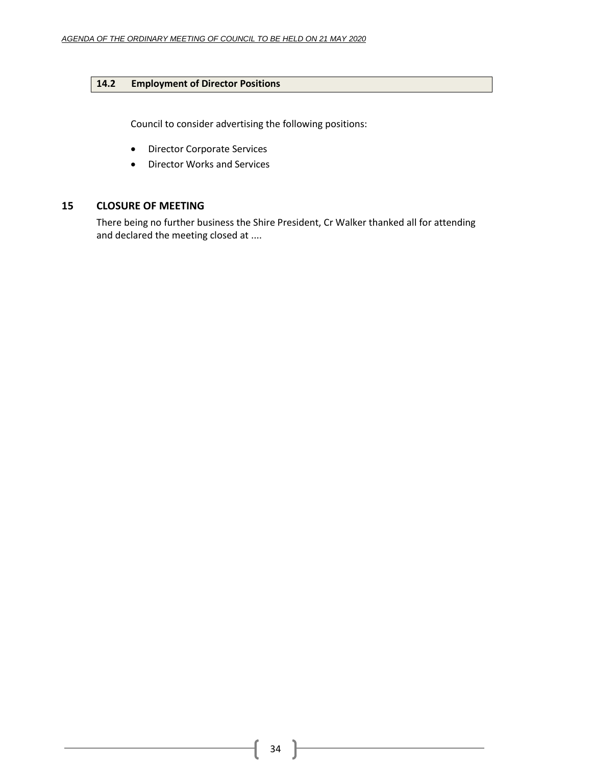### 14.2 Employment of Director Positions

Council to consider advertising the following positions:

- Director Corporate Services
- Director Works and Services

## 15 CLOSURE OF MEETING

There being no further business the Shire President, Cr Walker thanked all for attending and declared the meeting closed at ....